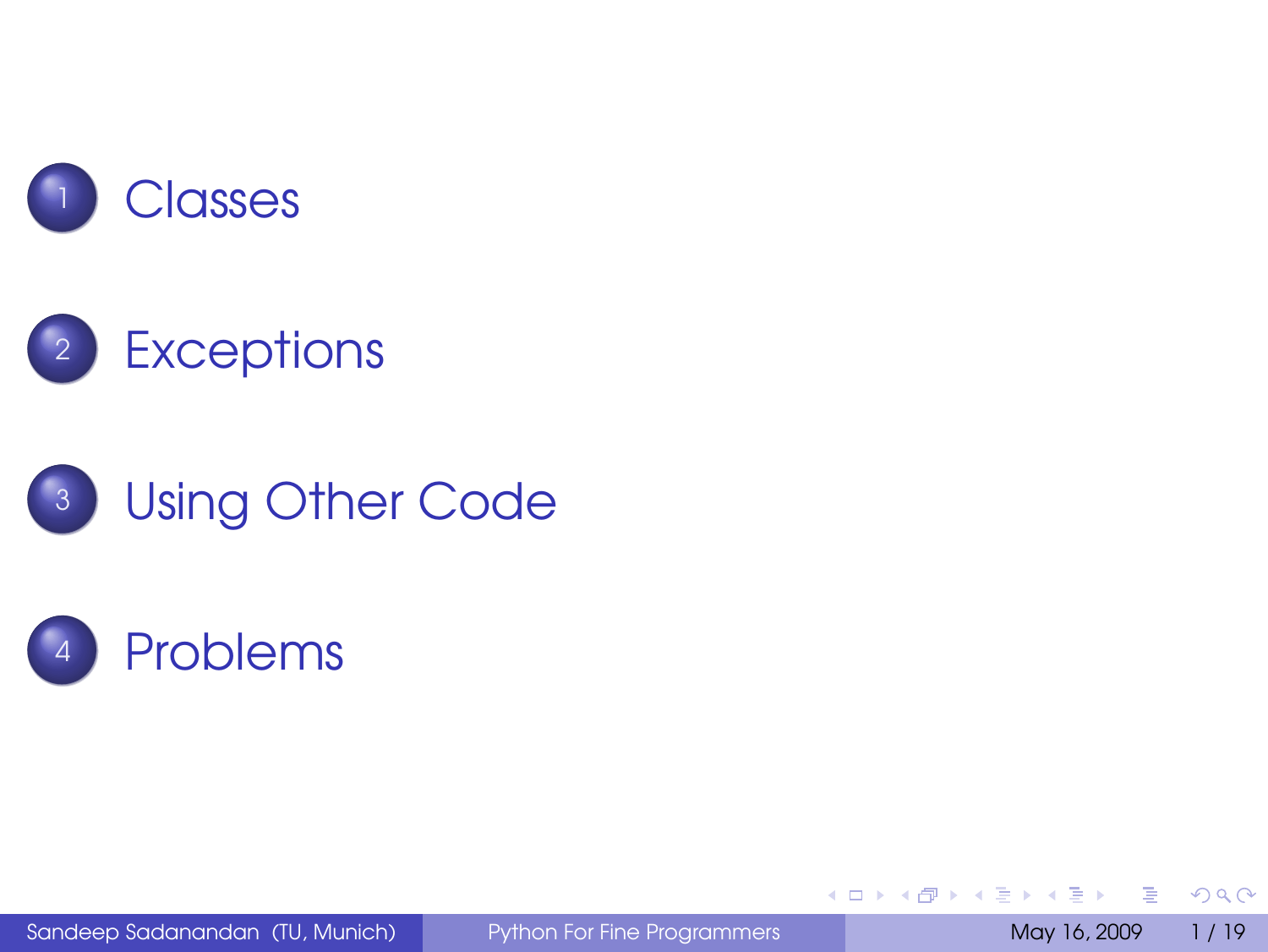1. Classes
2. Exceptions
3. Using Other Code
4. Problems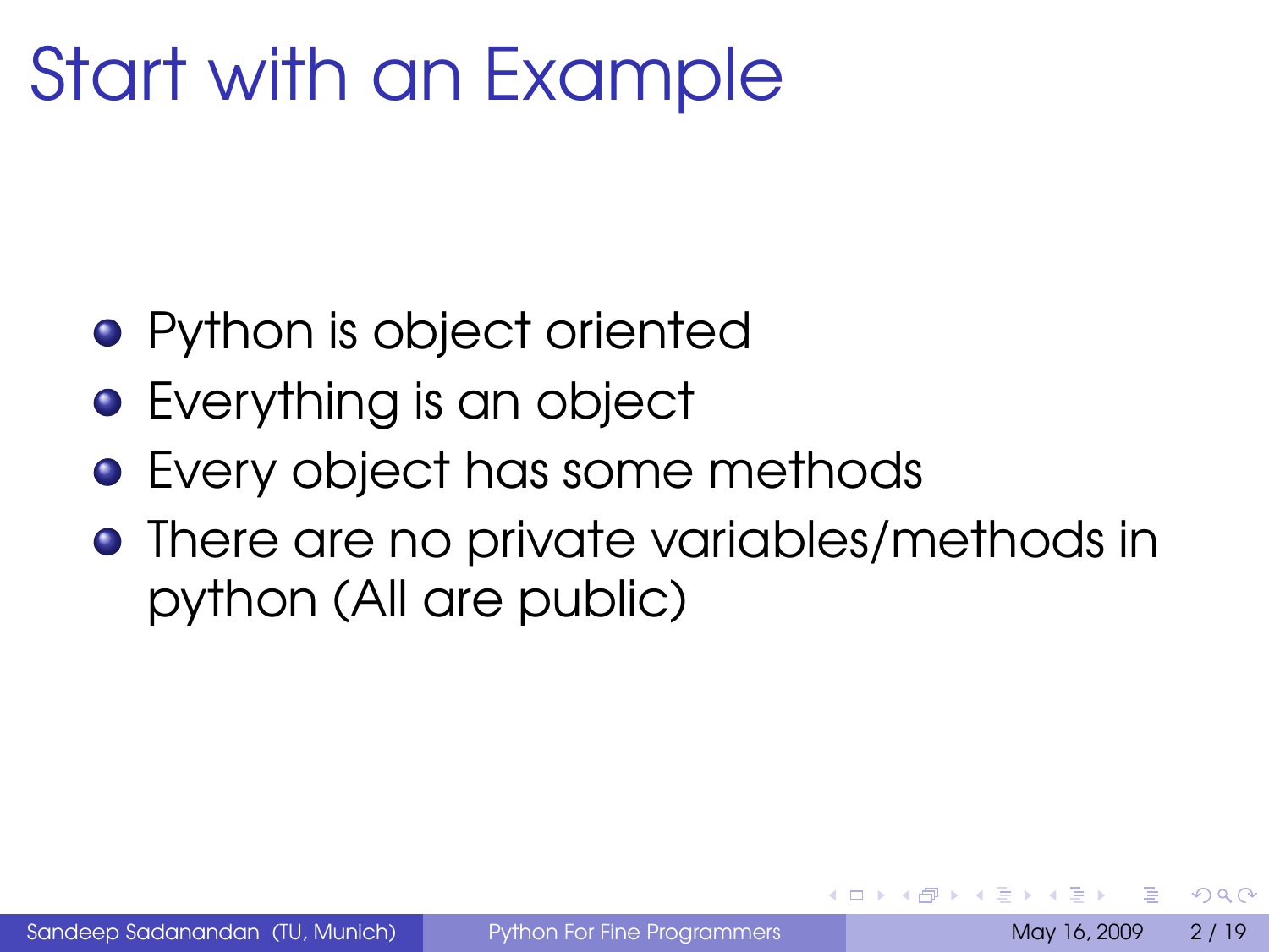# Start with an Example

- Python is object oriented
- Everything is an object
- Every object has some methods
- There are no private variables/methods in python (All are public)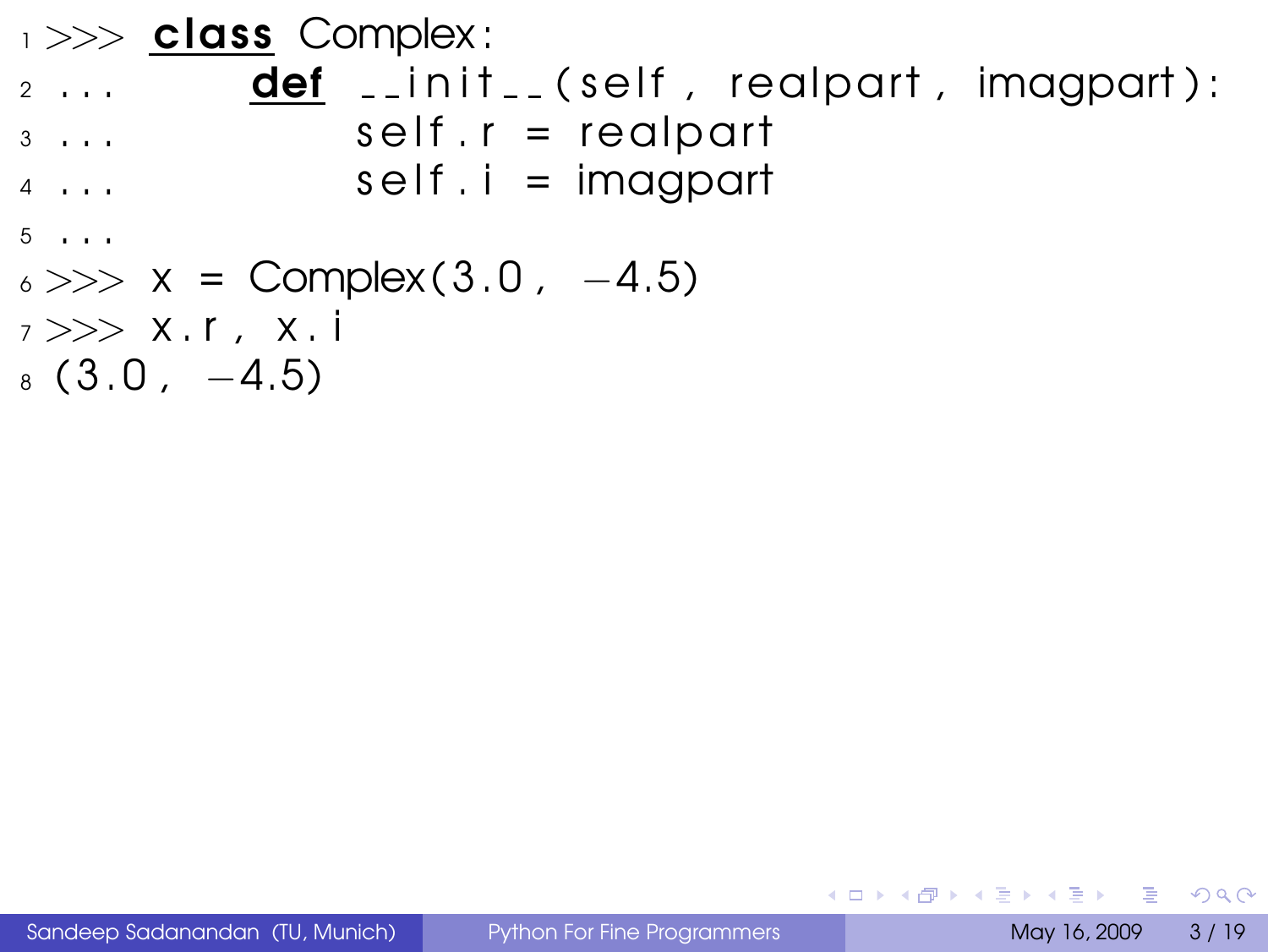```python
>>> class Complex:
...     def __init__(self, realpart, imagpart):
...         self.r = realpart
...         self.i = imagpart
...
>>> x = Complex(3.0, -4.5)
>>> x.r, x.i
(3.0, -4.5)
```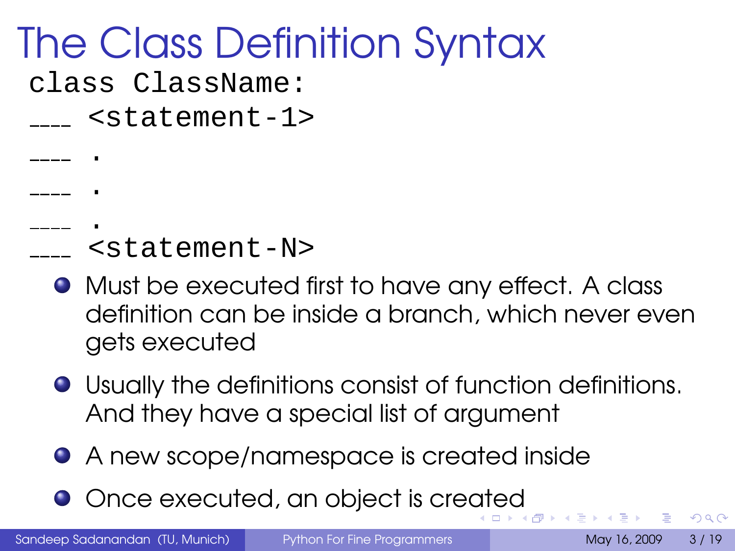# The Class Definition Syntax

```
class ClassName:
___ <statement-1>
___ .
___ .
___ .
___ <statement-N>
```

- Must be executed first to have any effect. A class definition can be inside a branch, which never even gets executed
- Usually the definitions consist of function definitions. And they have a special list of argument
- A new scope/namespace is created inside
- Once executed, an object is created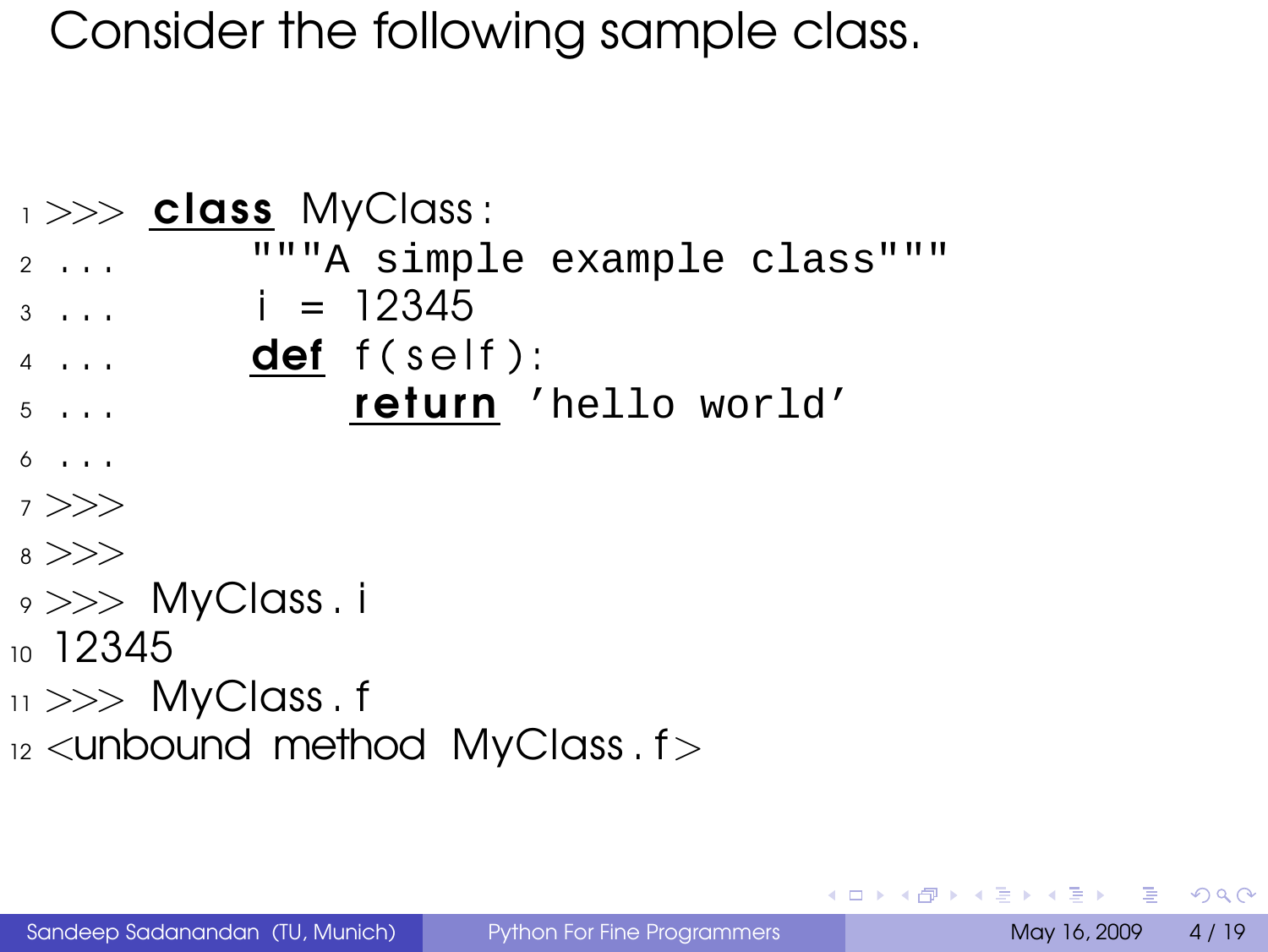Consider the following sample class.

```
>>> class MyClass:
...     """A simple example class"""
...     i = 12345
...     def f(self):
...         return 'hello world'
...
>>>
>>>
>>> MyClass.i
12345
>>> MyClass.f
<unbound method MyClass.f>
```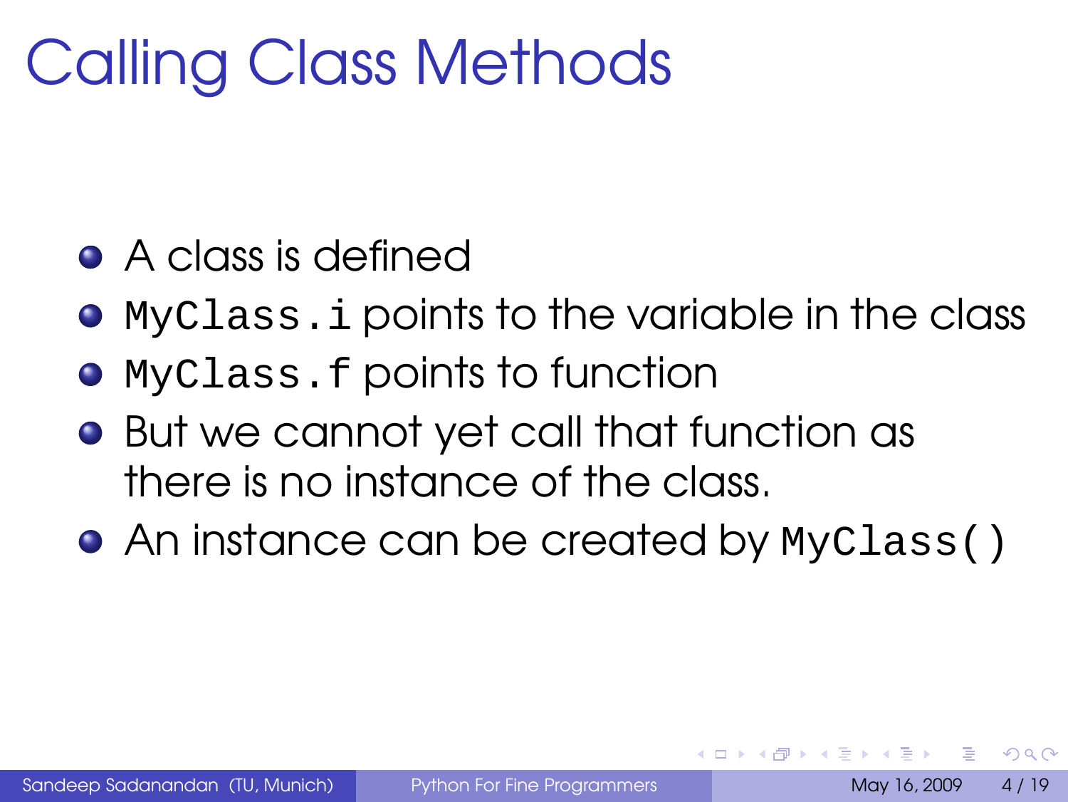# Calling Class Methods

- A class is defined
- `MyClass.i` points to the variable in the class
- `MyClass.f` points to function
- But we cannot yet call that function as there is no instance of the class.
- An instance can be created by `MyClass()`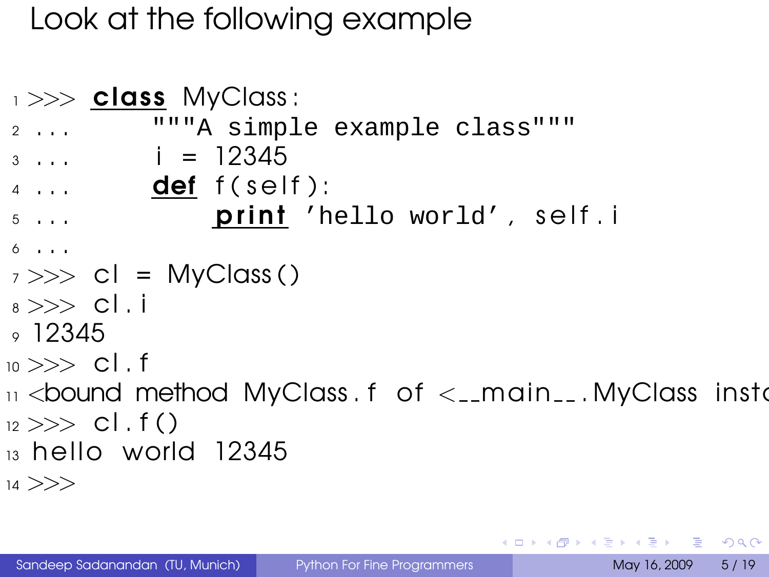Look at the following example

```
>>> class MyClass:
...     """A simple example class"""
...     i = 12345
...     def f(self):
...         print 'hello world', self.i
...
>>> cl = MyClass()
>>> cl.i
12345
>>> cl.f
<bound method MyClass.f of <__main__.MyClass insta
>>> cl.f()
hello world 12345
>>>
```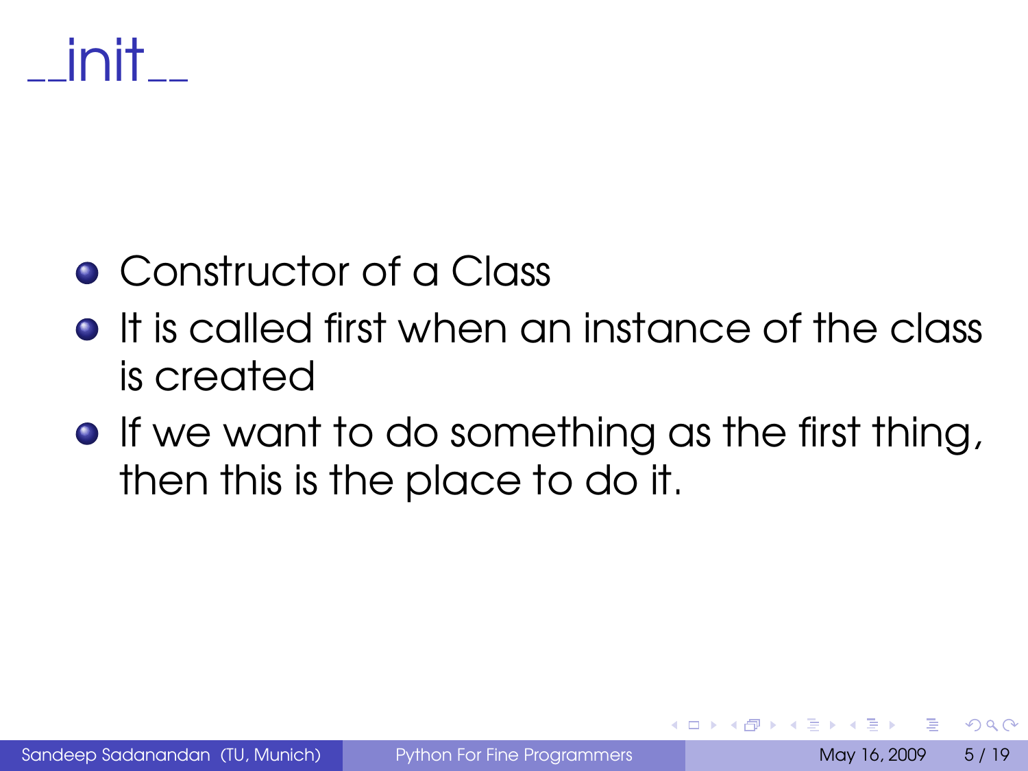# __init__

- Constructor of a Class
- It is called first when an instance of the class is created
- If we want to do something as the first thing, then this is the place to do it.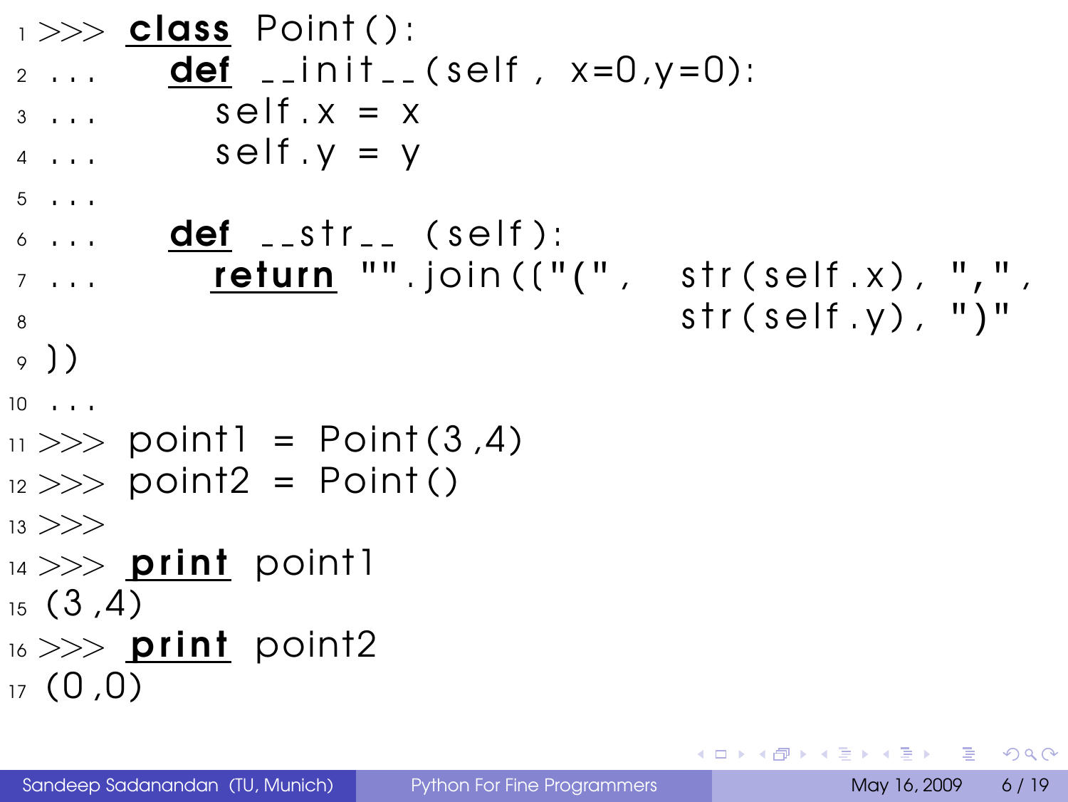```
>>> class Point():
...     def __init__(self, x=0,y=0):
...         self.x = x
...         self.y = y
...
...     def __str__ (self):
...        return "".join(["(",  str(self.x), ",",
                              str(self.y), ")"
])
...
>>> point1 = Point(3,4)
>>> point2 = Point()
>>>
>>> print point1
(3,4)
>>> print point2
(0,0)
```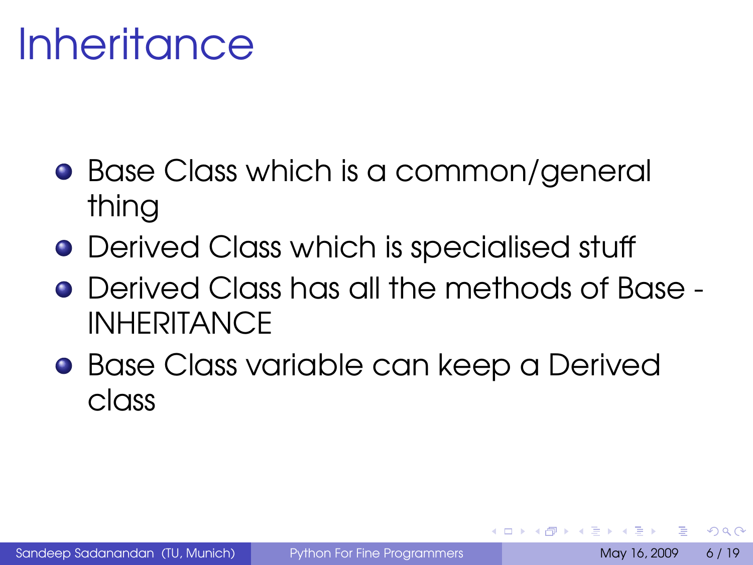# Inheritance

- Base Class which is a common/general thing
- Derived Class which is specialised stuff
- Derived Class has all the methods of Base - INHERITANCE
- Base Class variable can keep a Derived class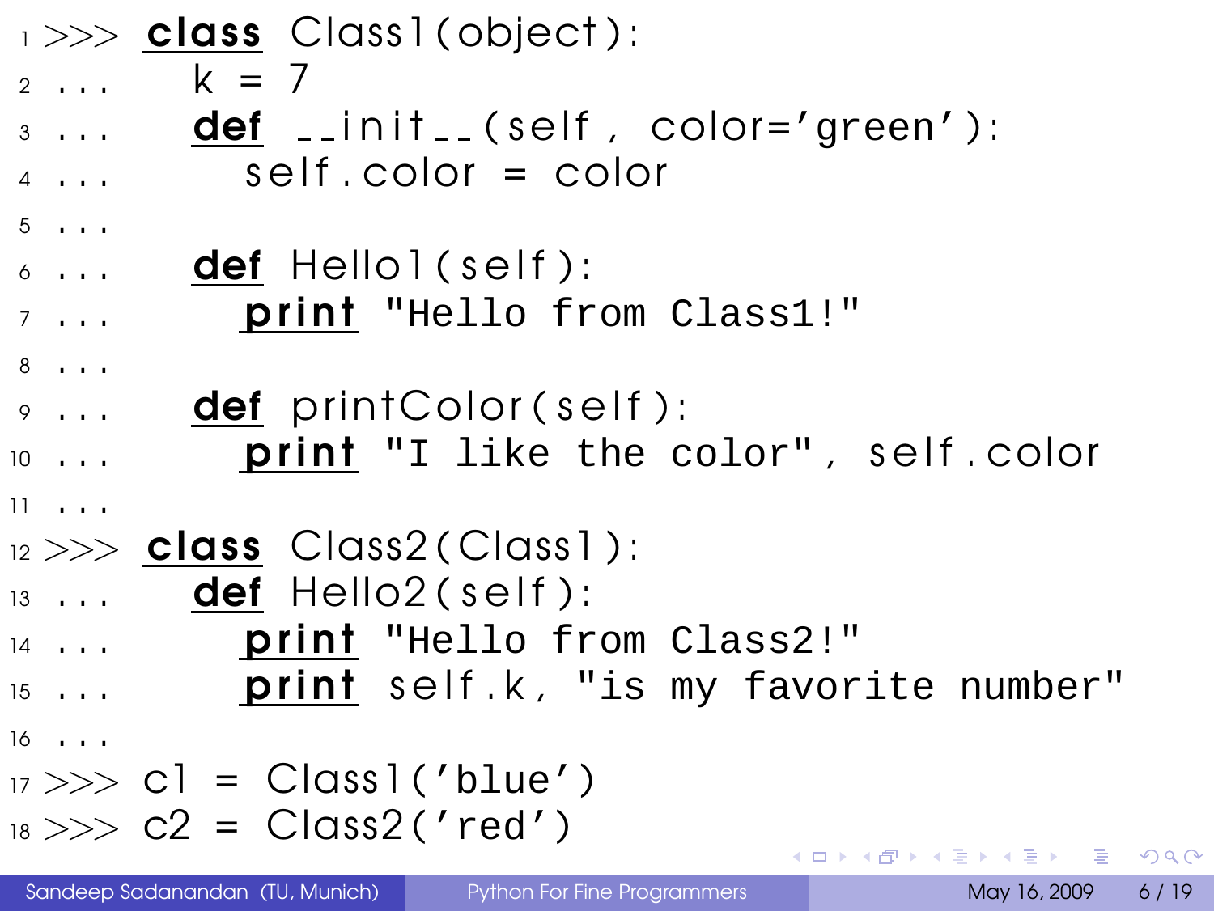```python
>>> class Class1(object):
...     k = 7
...     def __init__(self, color='green'):
...         self.color = color
...
...     def Hello1(self):
...         print "Hello from Class1!"
...
...     def printColor(self):
...         print "I like the color", self.color
...
>>> class Class2(Class1):
...     def Hello2(self):
...         print "Hello from Class2!"
...         print self.k, "is my favorite number"
...
>>> c1 = Class1('blue')
>>> c2 = Class2('red')
```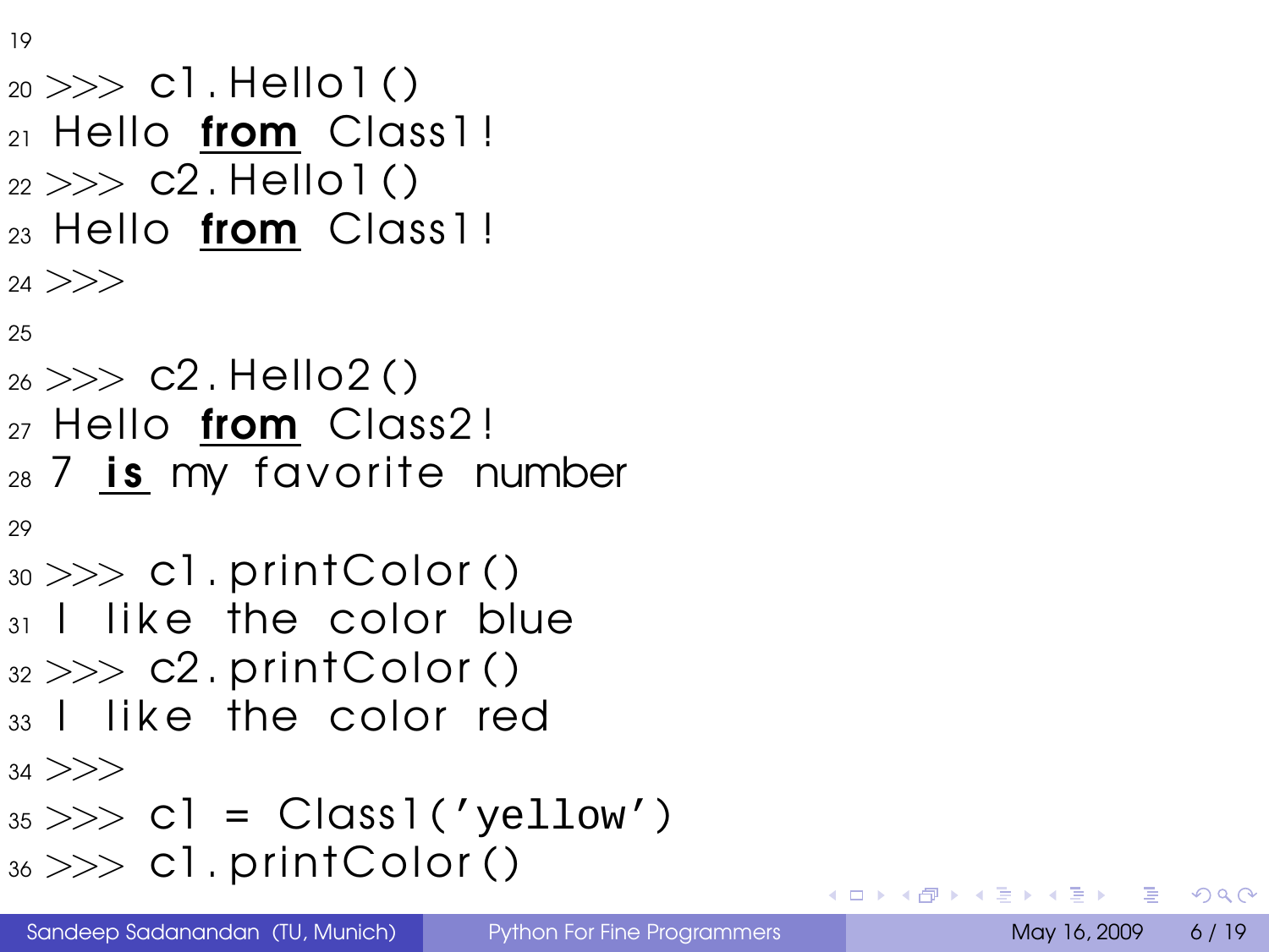```
>>> c1.Hello1()
Hello from Class1!
>>> c2.Hello1()
Hello from Class1!
>>>

>>> c2.Hello2()
Hello from Class2!
7 is my favorite number

>>> c1.printColor()
I like the color blue
>>> c2.printColor()
I like the color red
>>>
>>> c1 = Class1('yellow')
>>> c1.printColor()
```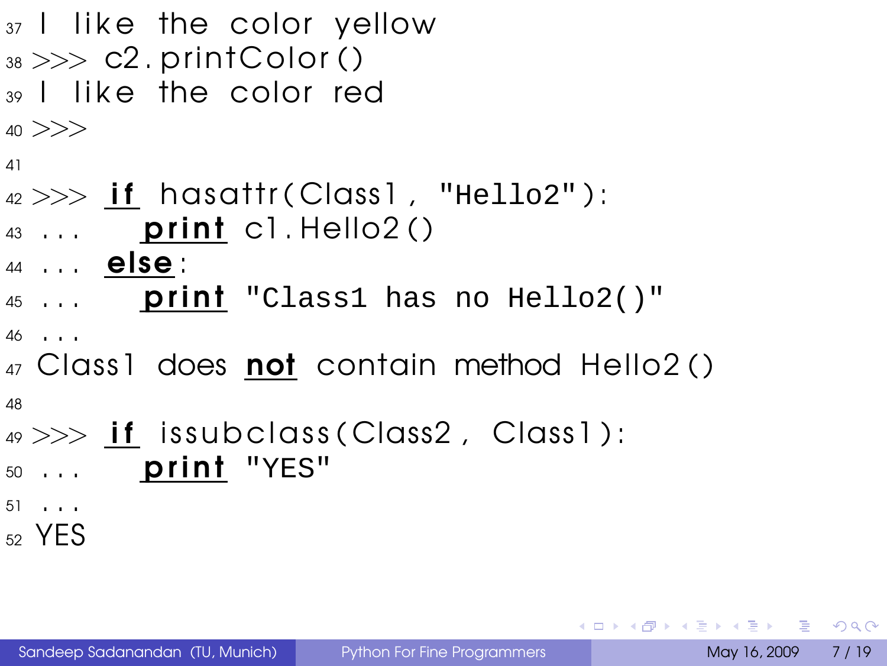```python
I like the color yellow
>>> c2.printColor()
I like the color red
>>>

>>> if hasattr(Class1, "Hello2"):
...     print c1.Hello2()
... else:
...     print "Class1 has no Hello2()"
...
Class1 does not contain method Hello2()

>>> if issubclass(Class2, Class1):
...     print "YES"
...
YES
```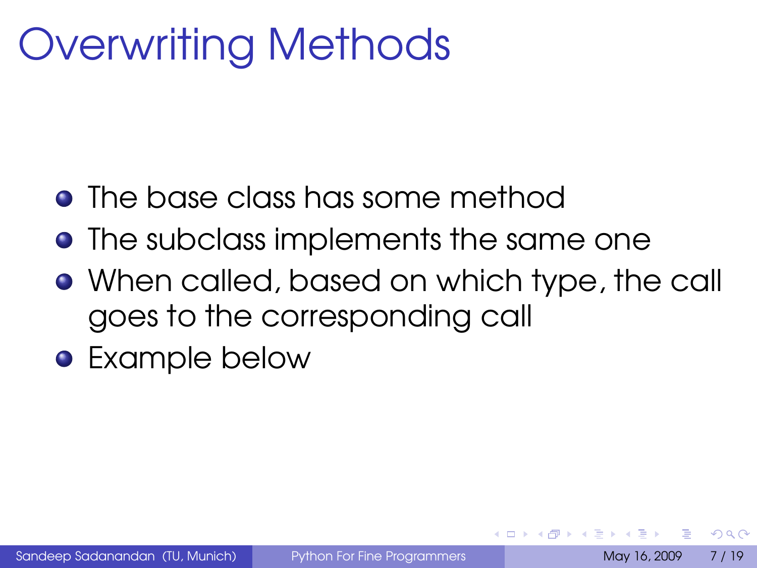# Overwriting Methods

- The base class has some method
- The subclass implements the same one
- When called, based on which type, the call goes to the corresponding call
- Example below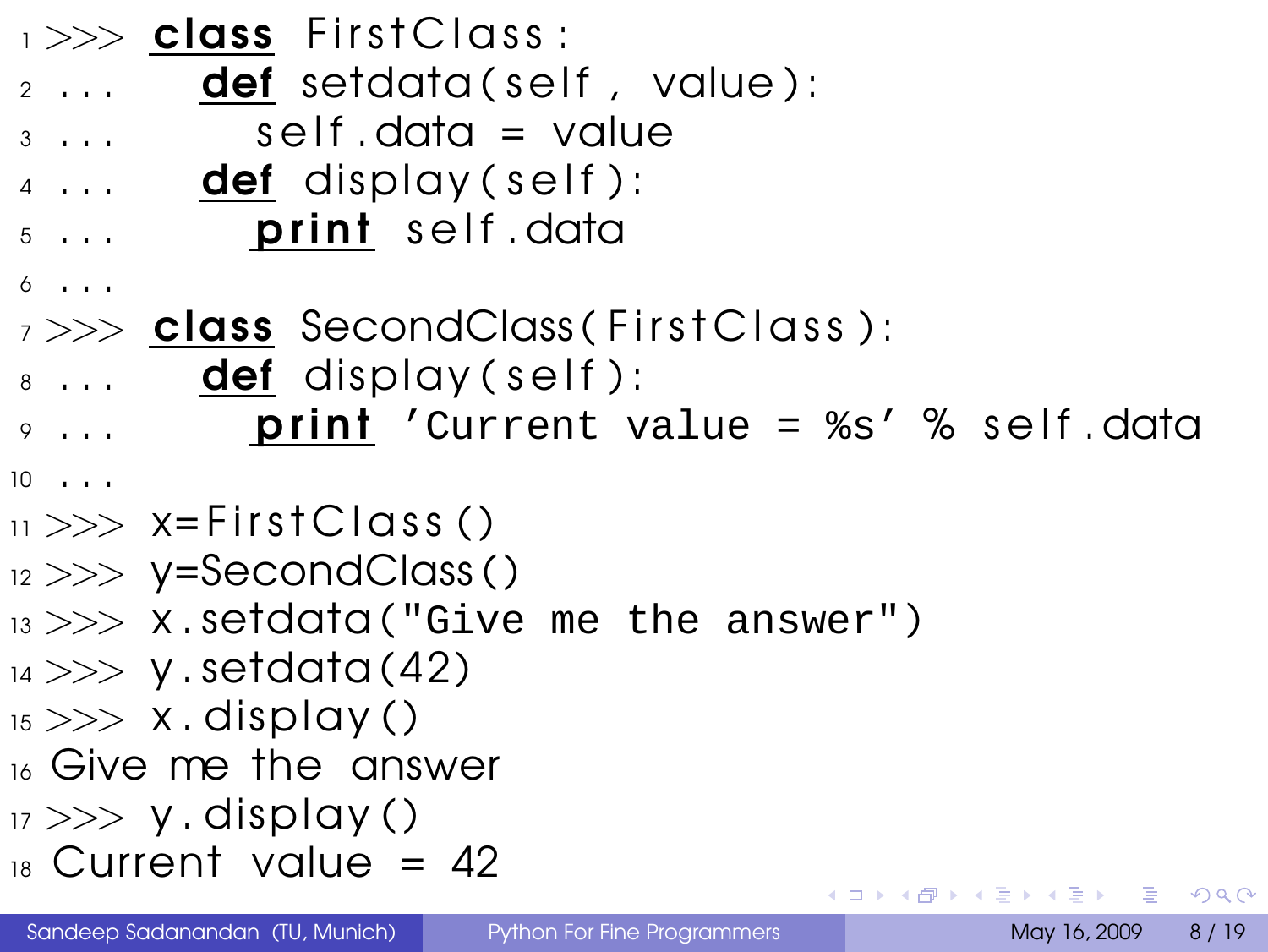```python
>>> class FirstClass:
...     def setdata(self, value):
...         self.data = value
...     def display(self):
...         print self.data
...
>>> class SecondClass(FirstClass):
...     def display(self):
...         print 'Current value = %s' % self.data
...
>>> x=FirstClass()
>>> y=SecondClass()
>>> x.setdata("Give me the answer")
>>> y.setdata(42)
>>> x.display()
Give me the answer
>>> y.display()
Current value = 42
```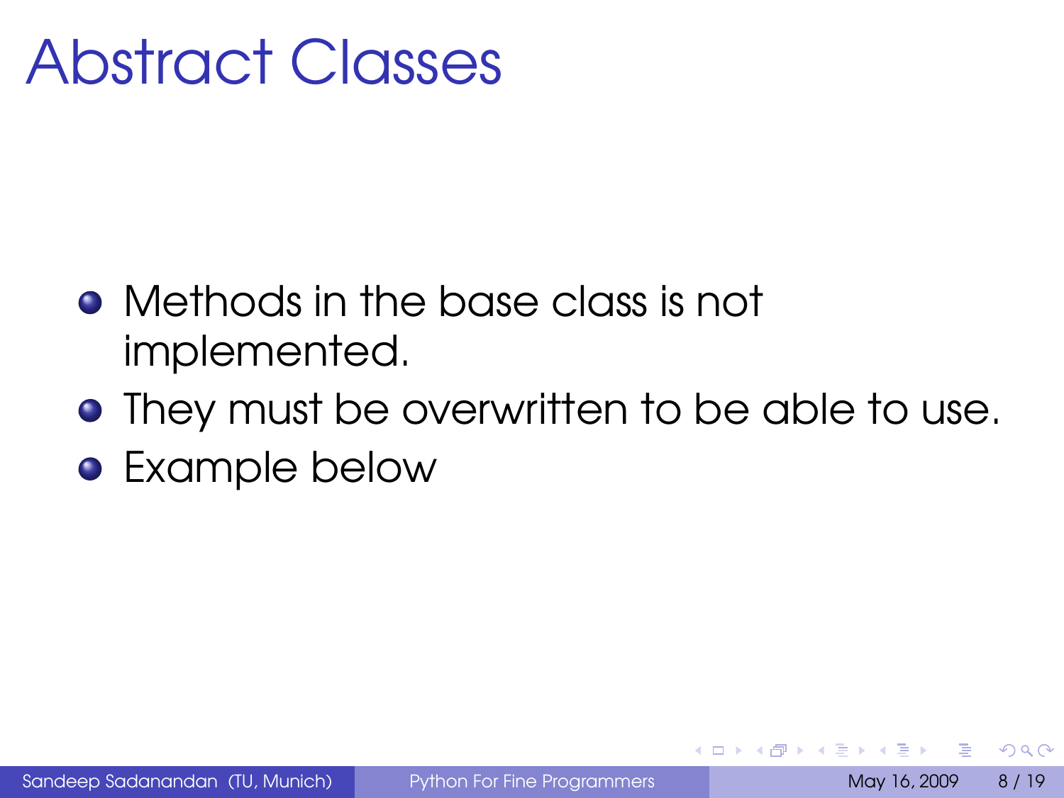# Abstract Classes

- Methods in the base class is not implemented.
- They must be overwritten to be able to use.
- Example below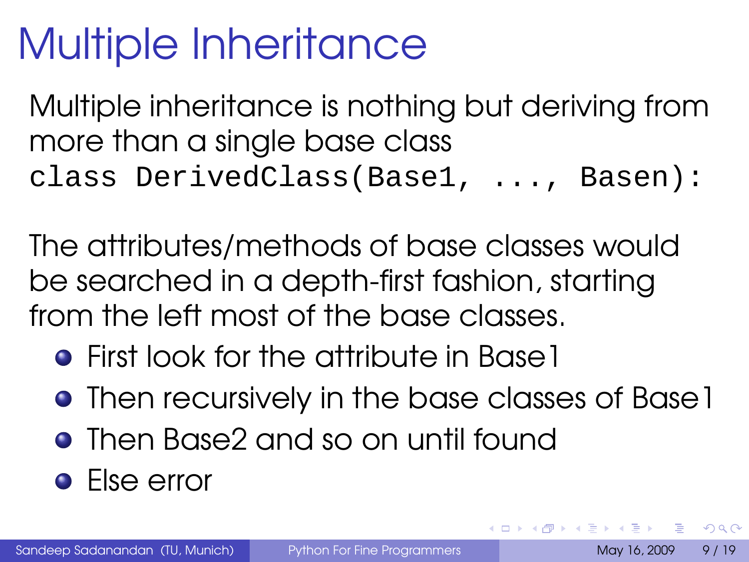# Multiple Inheritance

Multiple inheritance is nothing but deriving from more than a single base class

```
class DerivedClass(Base1, ..., Basen):
```

The attributes/methods of base classes would be searched in a depth-first fashion, starting from the left most of the base classes.

- First look for the attribute in Base1
- Then recursively in the base classes of Base1
- Then Base2 and so on until found
- Else error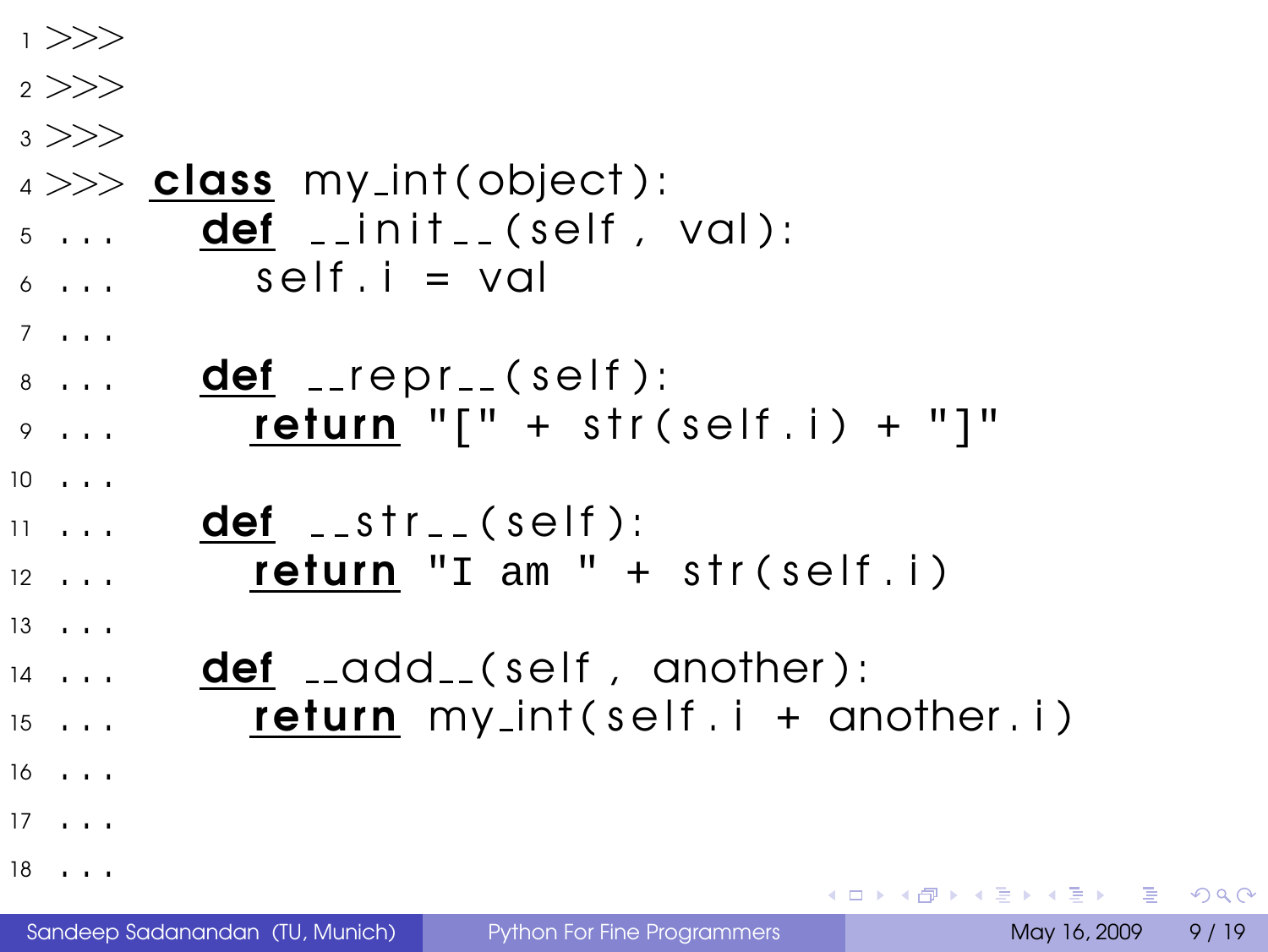```
>>>
>>>
>>>
>>> class my_int(object):
...     def __init__(self, val):
...         self.i = val
...
...     def __repr__(self):
...         return "[" + str(self.i) + "]"
...
...     def __str__(self):
...         return "I am " + str(self.i)
...
...     def __add__(self, another):
...         return my_int(self.i + another.i)
...
...
...
```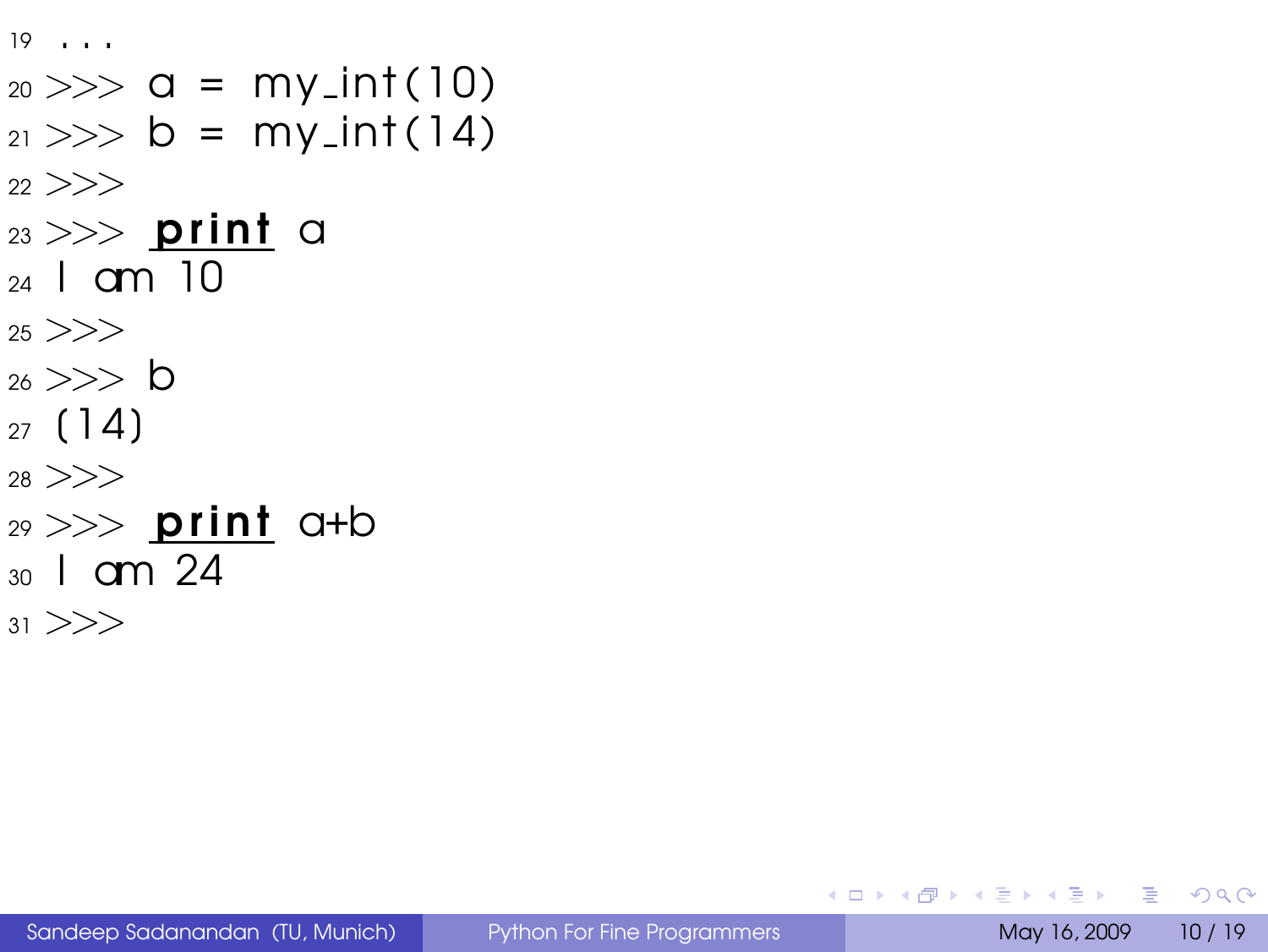```
19 ...
20 >>> a = my_int(10)
21 >>> b = my_int(14)
22 >>>
23 >>> print a
24 I am 10
25 >>>
26 >>> b
27 (14)
28 >>>
29 >>> print a+b
30 I am 24
31 >>>
```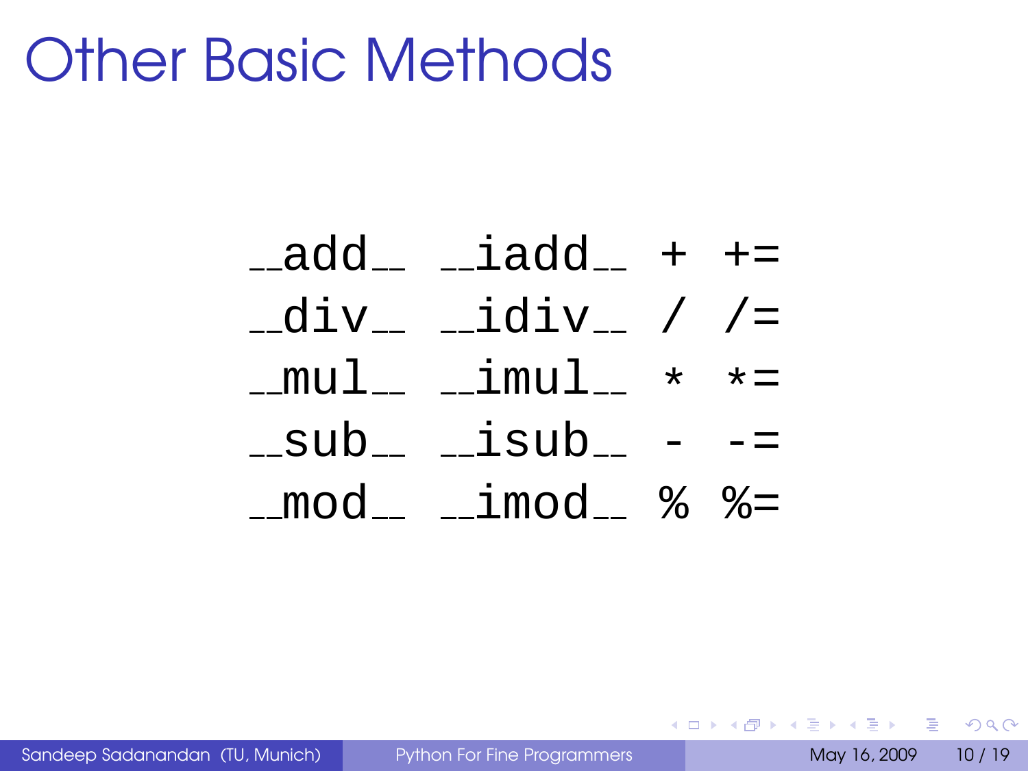# Other Basic Methods

```
__add__  __iadd__  +  +=
__div__  __idiv__  /  /=
__mul__  __imul__  *  *=
__sub__  __isub__  -  -=
__mod__  __imod__  %  %=
```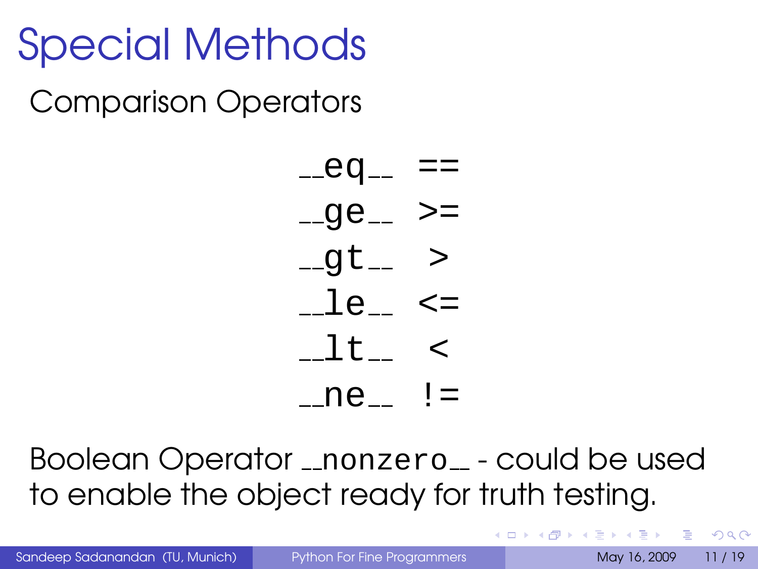# Special Methods

## Comparison Operators

| | |
|---|---|
| `__eq__` | `==` |
| `__ge__` | `>=` |
| `__gt__` | `>` |
| `__le__` | `<=` |
| `__lt__` | `<` |
| `__ne__` | `!=` |

Boolean Operator `__nonzero__` - could be used to enable the object ready for truth testing.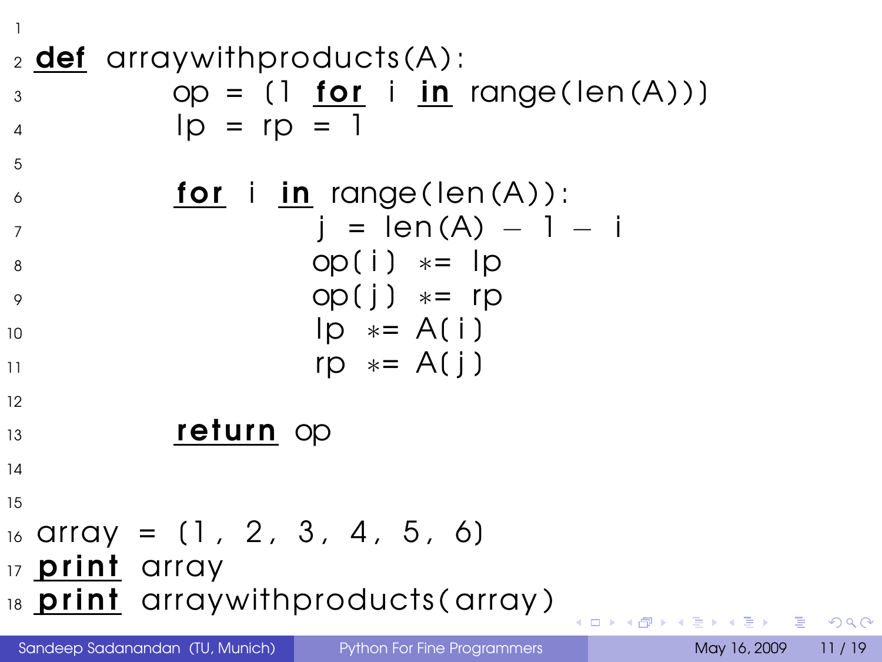```python
def arraywithproducts(A):
        op = [1 for i in range(len(A))]
        lp = rp = 1

        for i in range(len(A)):
                j = len(A) - 1 - i
                op[i] *= lp
                op[j] *= rp
                lp *= A[i]
                rp *= A[j]

        return op


array = [1, 2, 3, 4, 5, 6]
print array
print arraywithproducts(array)
```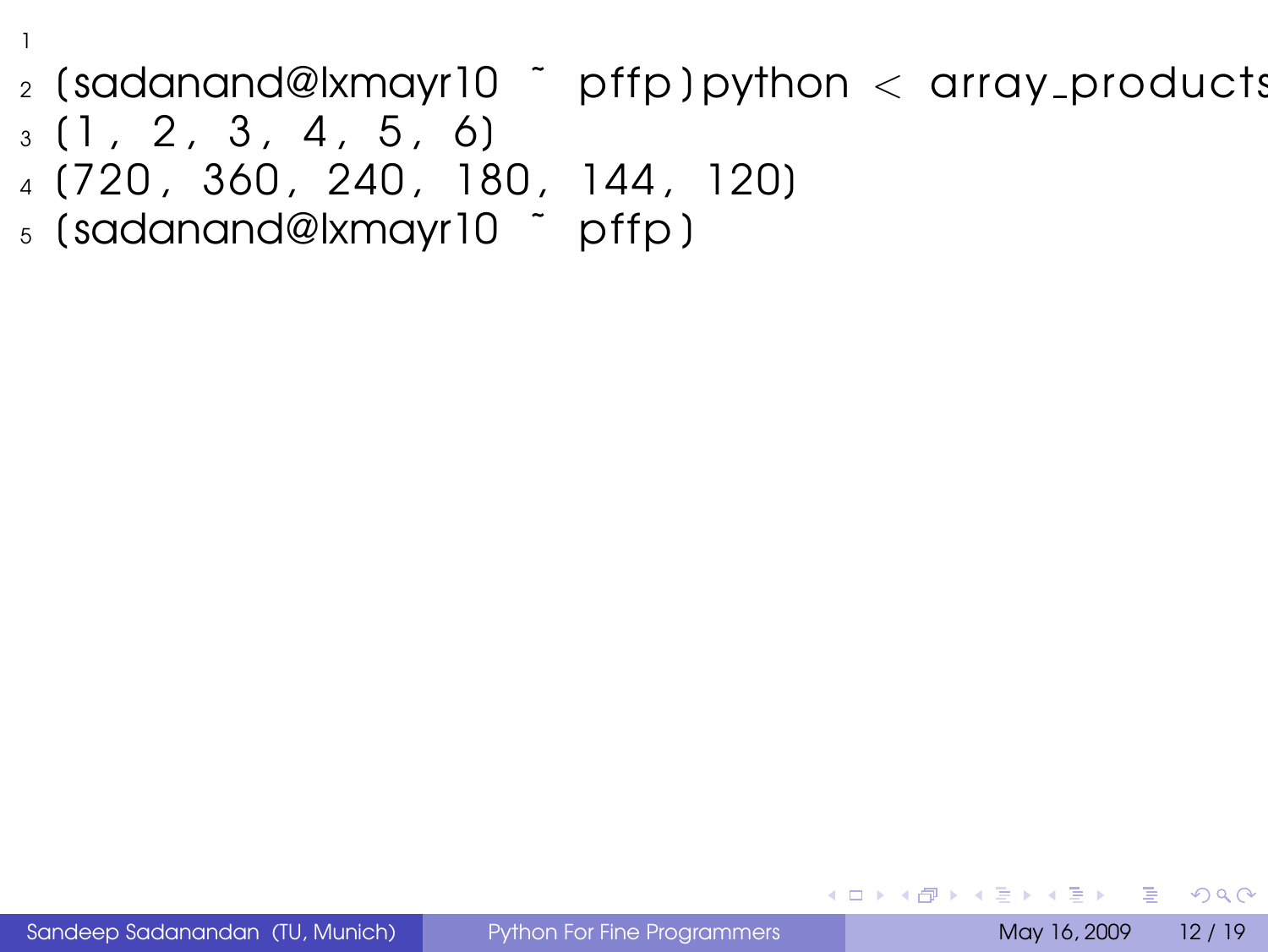```
(sadanand@lxmayr10 ~ pffp)python < array_products
(1, 2, 3, 4, 5, 6)
(720, 360, 240, 180, 144, 120)
(sadanand@lxmayr10 ~ pffp)
```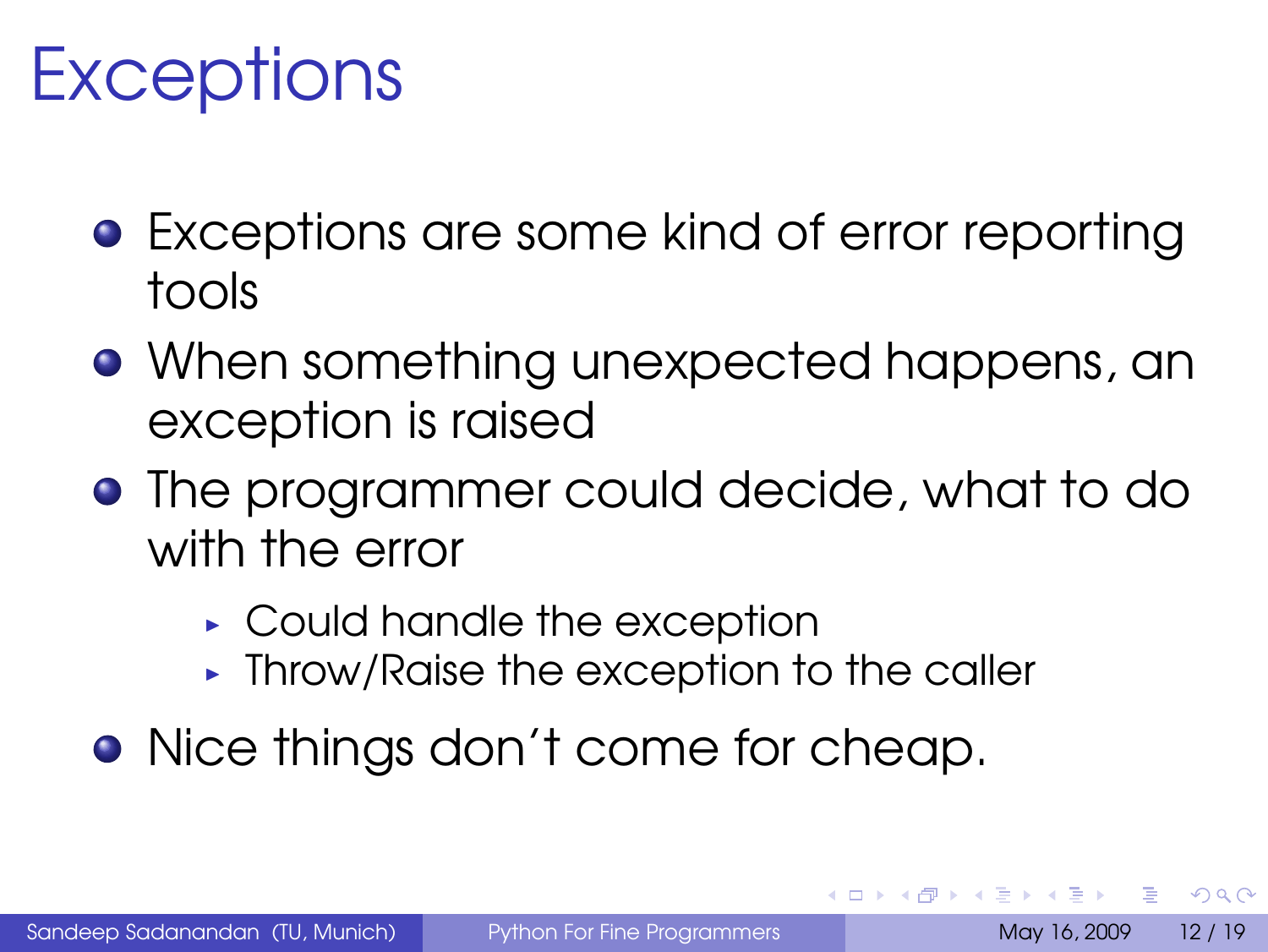# Exceptions

- Exceptions are some kind of error reporting tools
- When something unexpected happens, an exception is raised
- The programmer could decide, what to do with the error
  - Could handle the exception
  - Throw/Raise the exception to the caller
- Nice things don't come for cheap.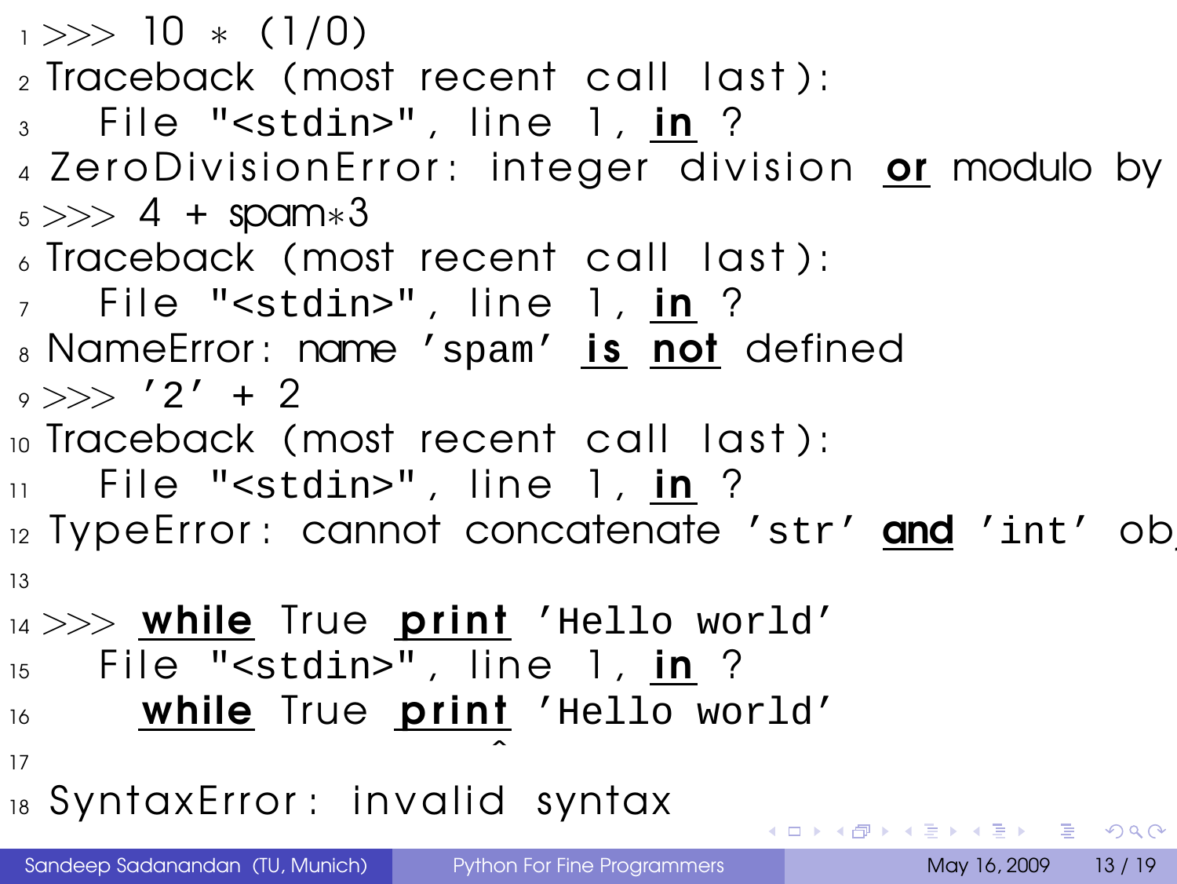```
>>> 10 * (1/0)
Traceback (most recent call last):
  File "<stdin>", line 1, in ?
ZeroDivisionError: integer division or modulo by
>>> 4 + spam*3
Traceback (most recent call last):
  File "<stdin>", line 1, in ?
NameError: name 'spam' is not defined
>>> '2' + 2
Traceback (most recent call last):
  File "<stdin>", line 1, in ?
TypeError: cannot concatenate 'str' and 'int' ob

>>> while True print 'Hello world'
  File "<stdin>", line 1, in ?
    while True print 'Hello world'
                   ^

SyntaxError: invalid syntax
```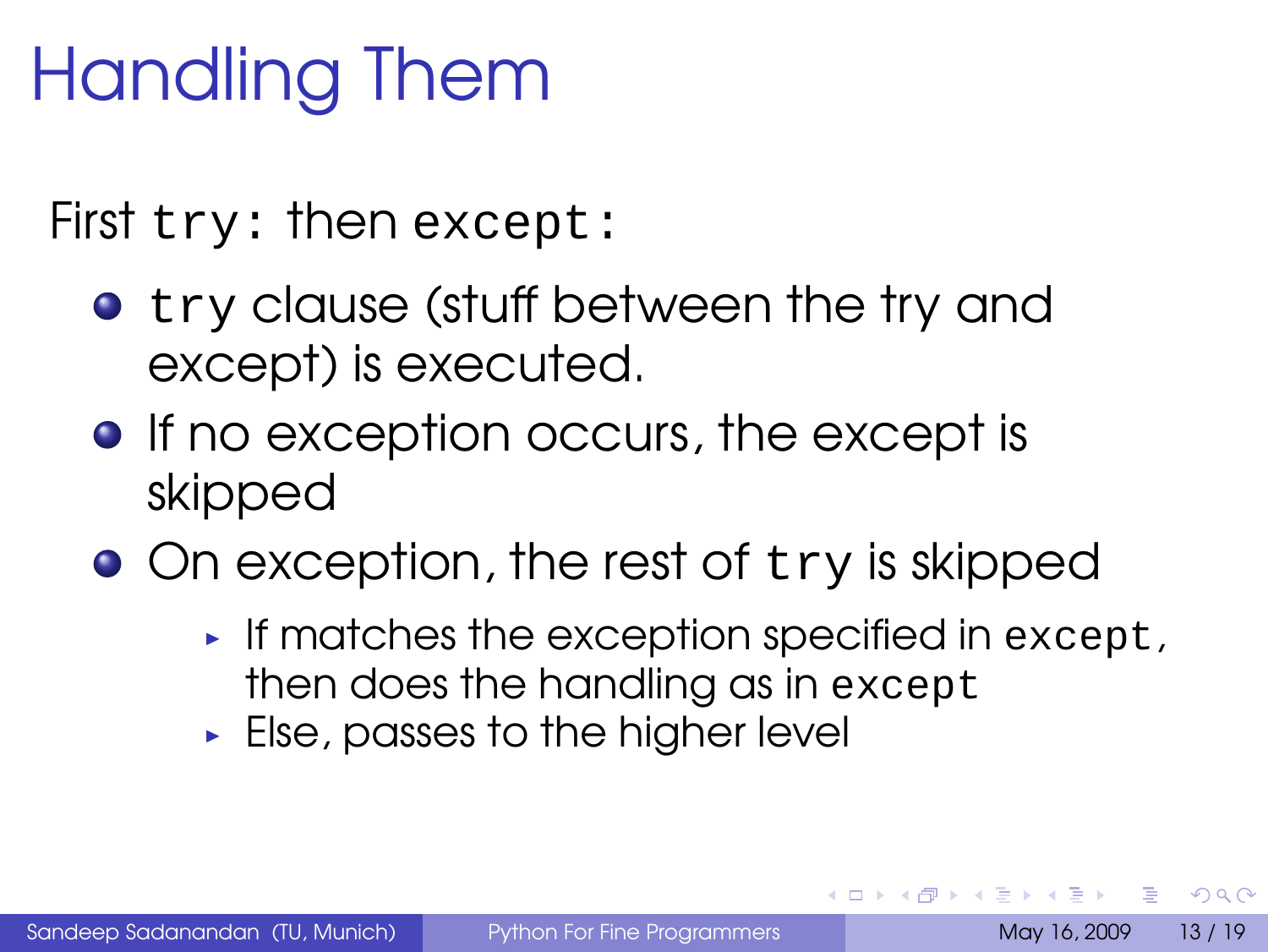# Handling Them

First `try:` then `except:`

- `try` clause (stuff between the try and except) is executed.
- If no exception occurs, the except is skipped
- On exception, the rest of `try` is skipped
  - If matches the exception specified in `except`, then does the handling as in `except`
  - Else, passes to the higher level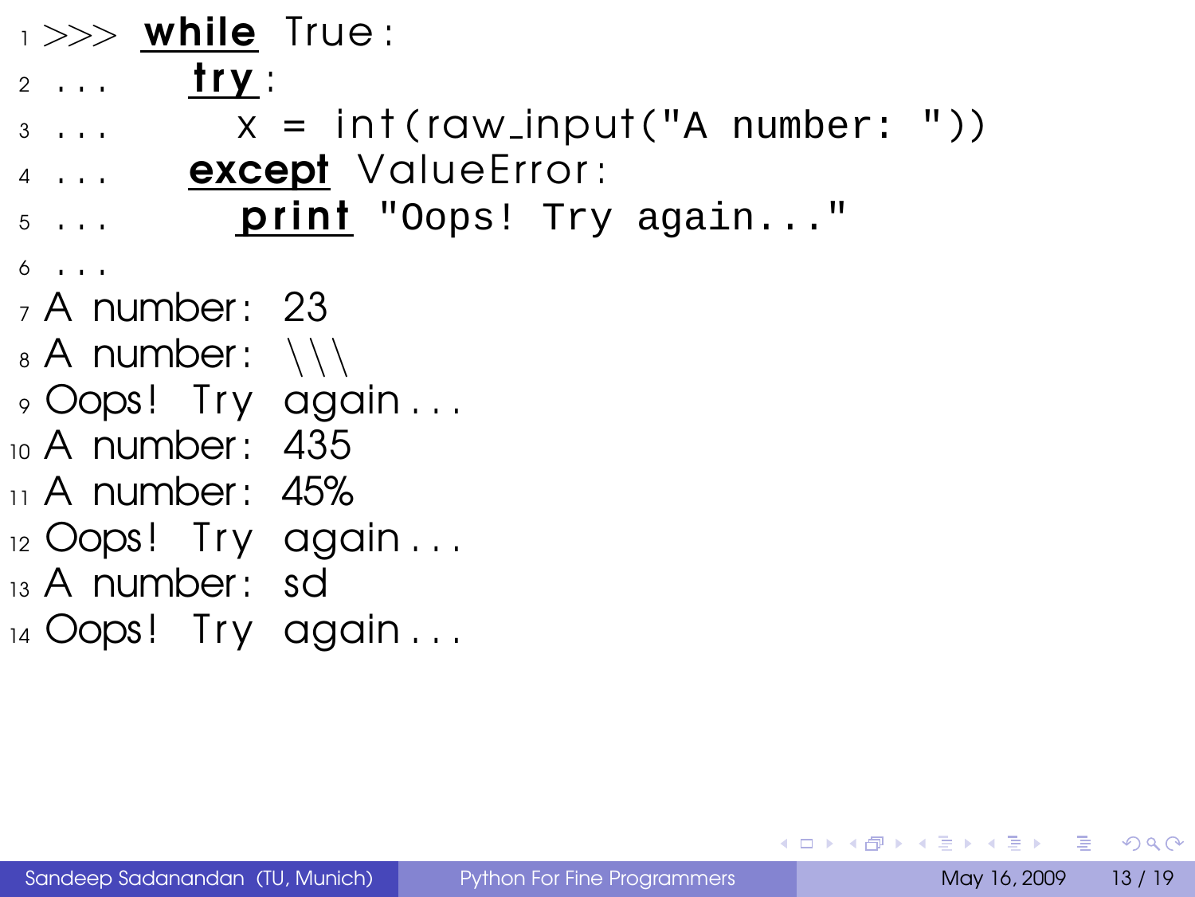```
>>> while True:
...     try:
...         x = int(raw_input("A number: "))
...     except ValueError:
...         print "Oops! Try again..."
...
A number: 23
A number: \\\
Oops! Try again...
A number: 435
A number: 45%
Oops! Try again...
A number: sd
Oops! Try again...
```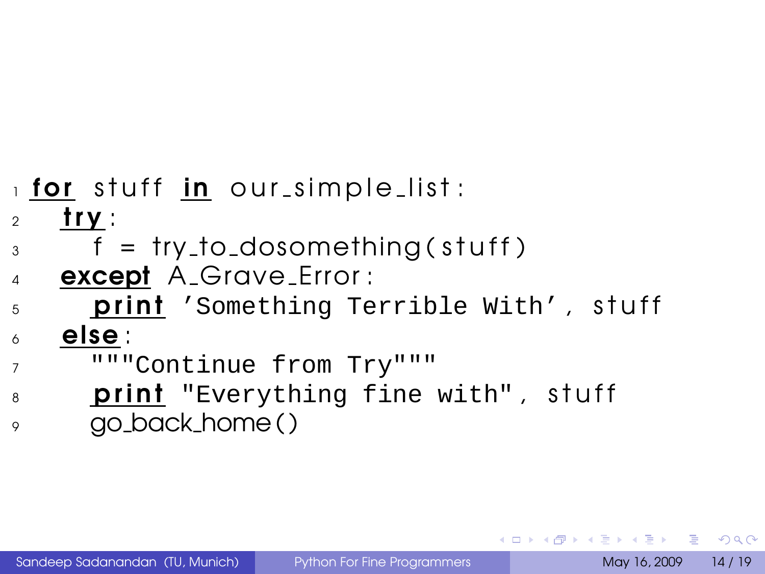```python
for stuff in our_simple_list:
    try:
        f = try_to_dosomething(stuff)
    except A_Grave_Error:
        print 'Something Terrible With', stuff
    else:
        """Continue from Try"""
        print "Everything fine with", stuff
        go_back_home()
```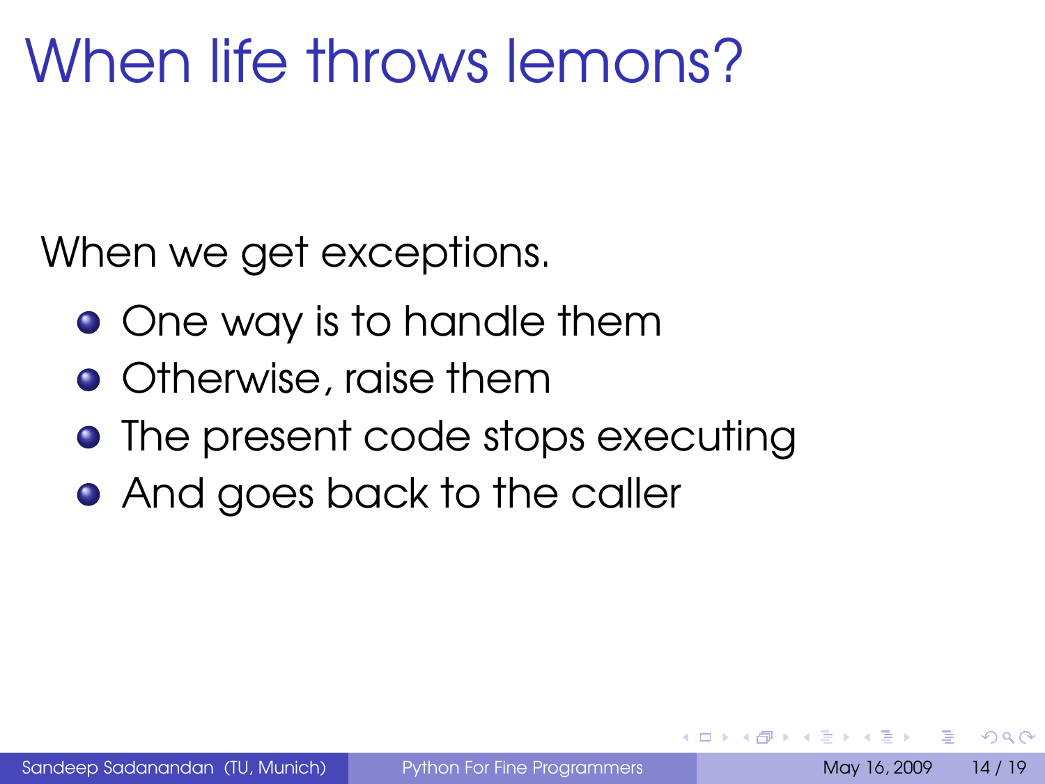# When life throws lemons?

When we get exceptions.

- One way is to handle them
- Otherwise, raise them
- The present code stops executing
- And goes back to the caller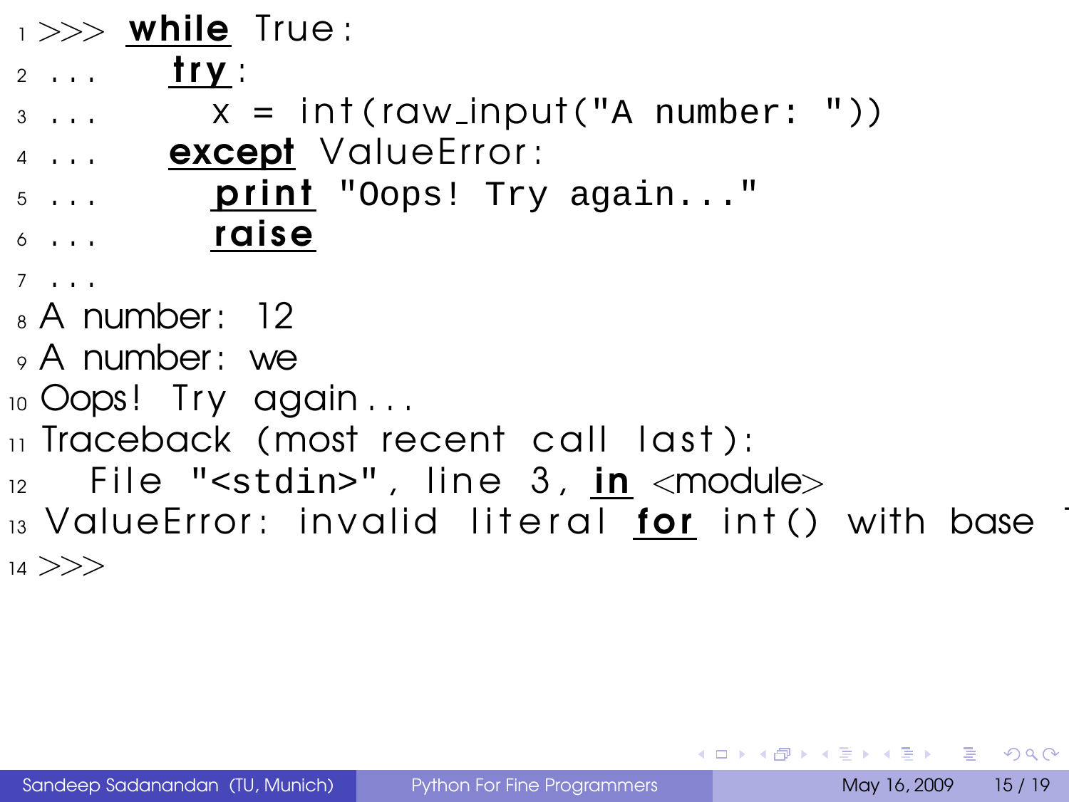```
>>> while True:
...     try:
...         x = int(raw_input("A number: "))
...     except ValueError:
...         print "Oops! Try again..."
...         raise
...
A number: 12
A number: we
Oops! Try again...
Traceback (most recent call last):
  File "<stdin>", line 3, in <module>
ValueError: invalid literal for int() with base
>>>
```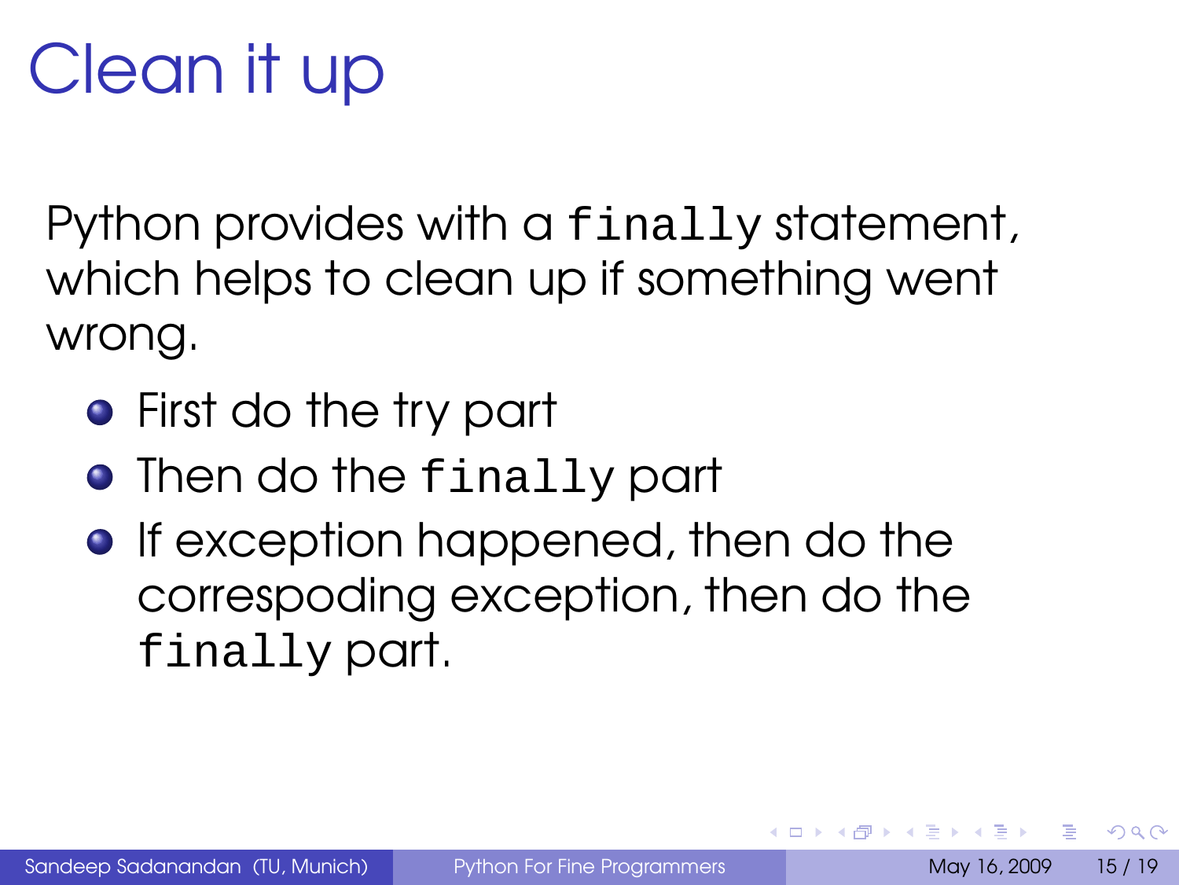# Clean it up

Python provides with a `finally` statement, which helps to clean up if something went wrong.

- First do the try part
- Then do the `finally` part
- If exception happened, then do the correspoding exception, then do the `finally` part.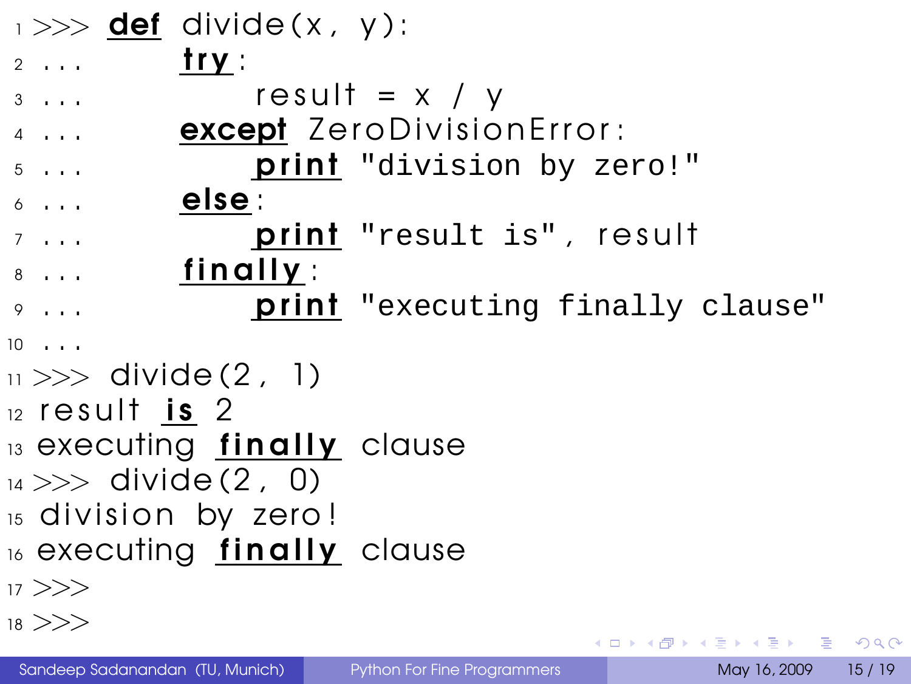```python
>>> def divide(x, y):
...     try:
...         result = x / y
...     except ZeroDivisionError:
...         print "division by zero!"
...     else:
...         print "result is", result
...     finally:
...         print "executing finally clause"
...
>>> divide(2, 1)
result is 2
executing finally clause
>>> divide(2, 0)
division by zero!
executing finally clause
>>>
>>>
```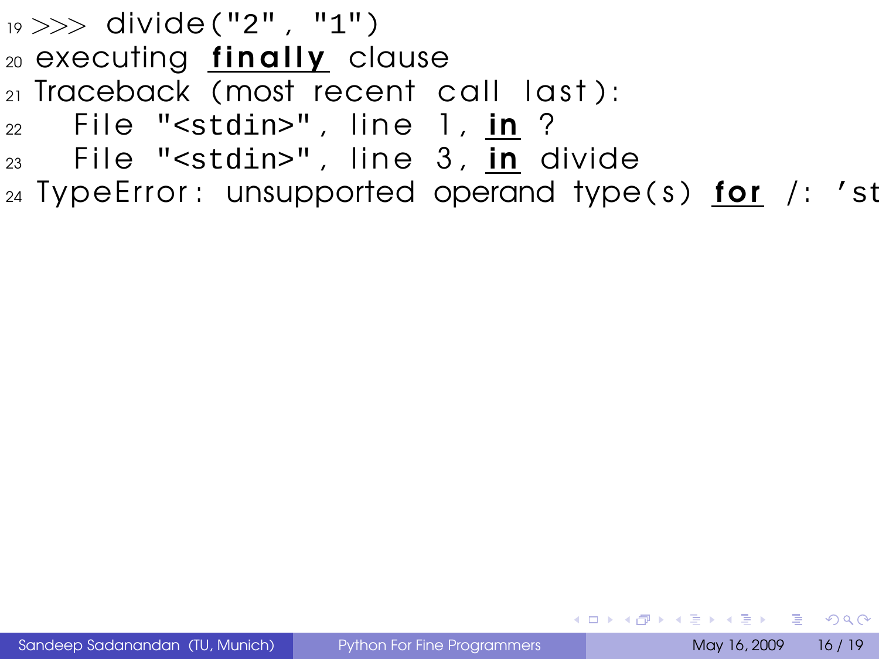```
>>> divide("2", "1")
executing finally clause
Traceback (most recent call last):
  File "<stdin>", line 1, in ?
  File "<stdin>", line 3, in divide
TypeError: unsupported operand type(s) for /: 'st
```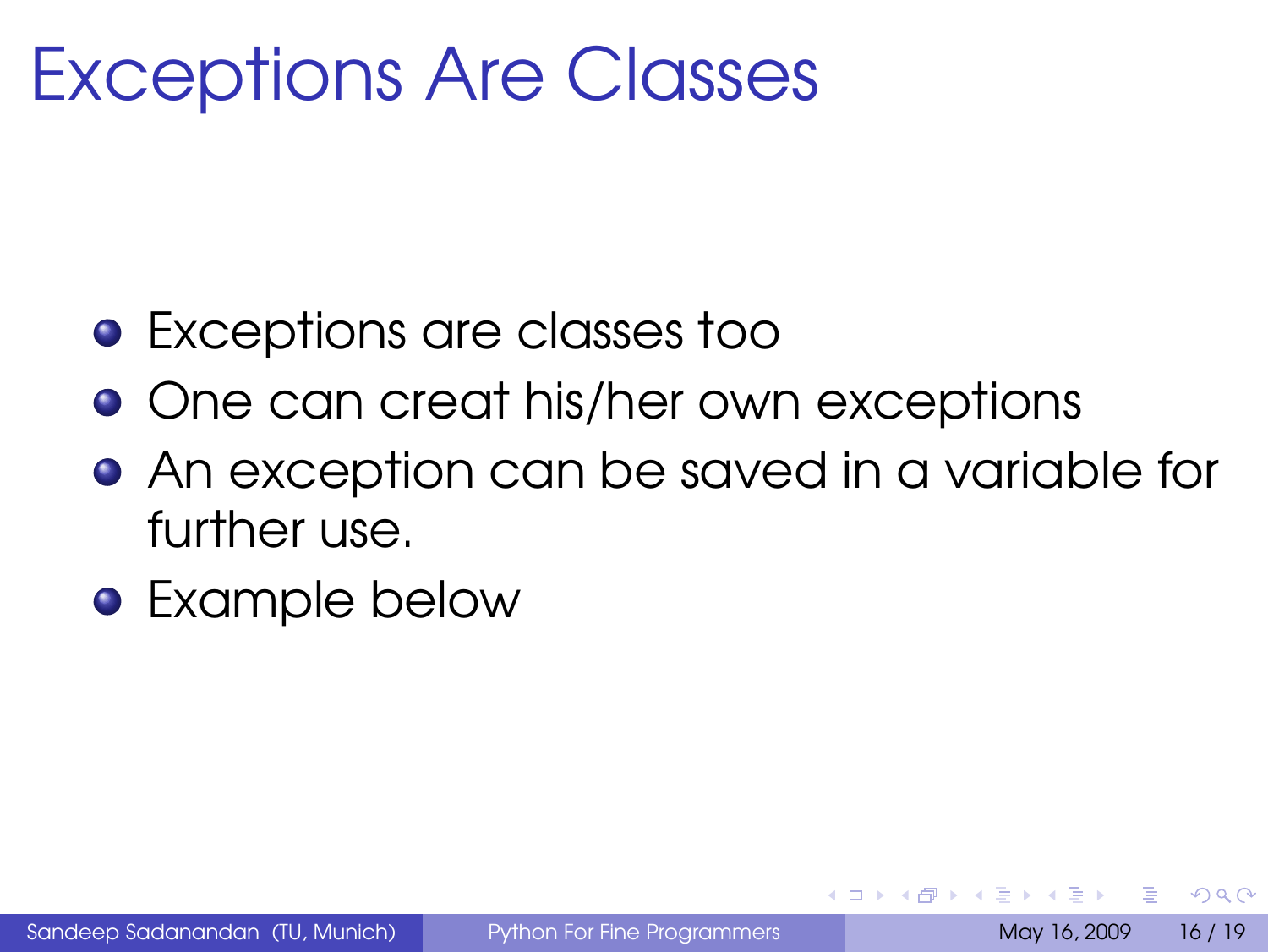# Exceptions Are Classes

- Exceptions are classes too
- One can creat his/her own exceptions
- An exception can be saved in a variable for further use.
- Example below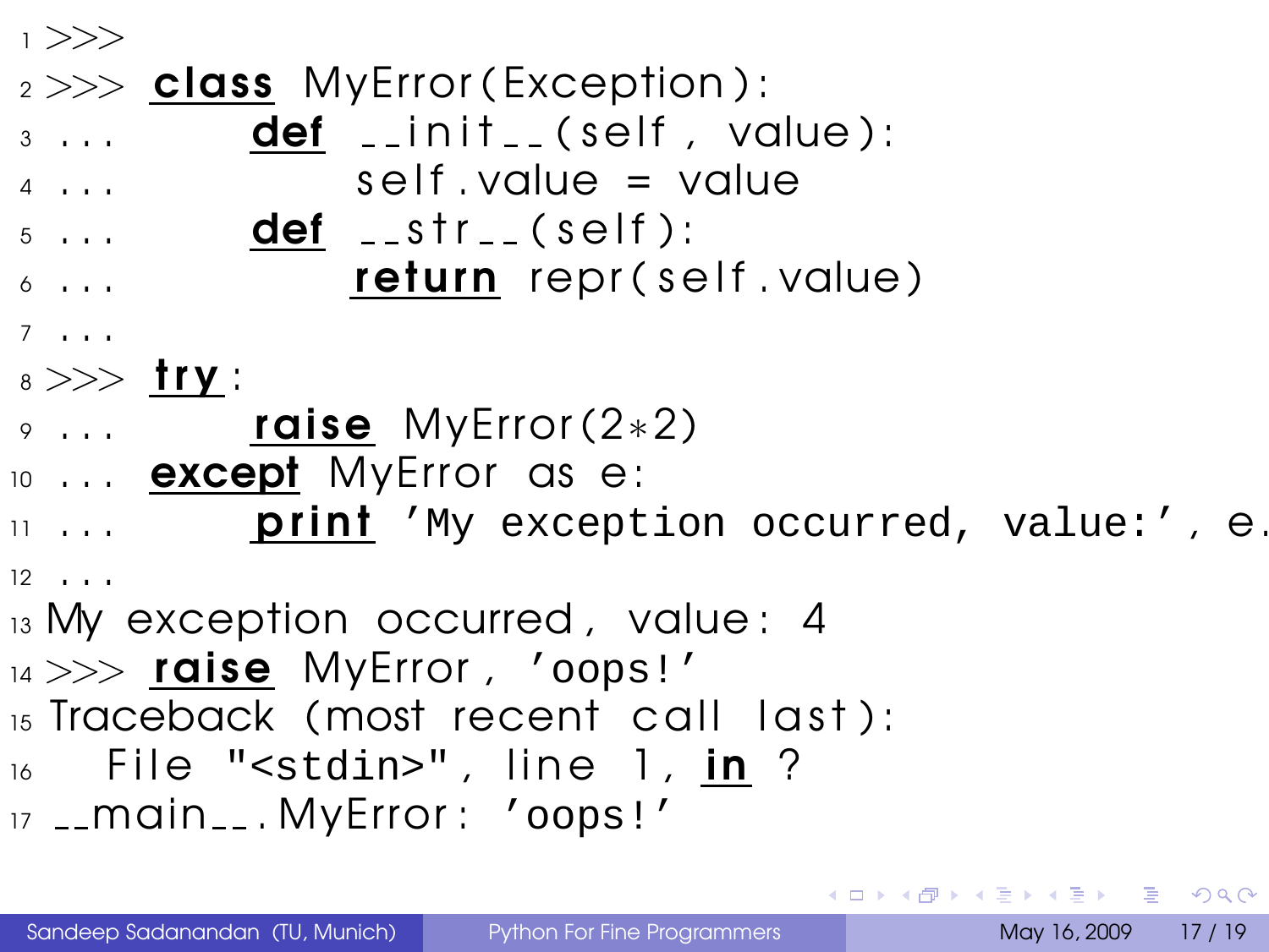```python
>>>
>>> class MyError(Exception):
...     def __init__(self, value):
...         self.value = value
...     def __str__(self):
...         return repr(self.value)
...
>>> try:
...     raise MyError(2*2)
... except MyError as e:
...     print 'My exception occurred, value:', e.
...
My exception occurred, value: 4
>>> raise MyError, 'oops!'
Traceback (most recent call last):
  File "<stdin>", line 1, in ?
__main__.MyError: 'oops!'
```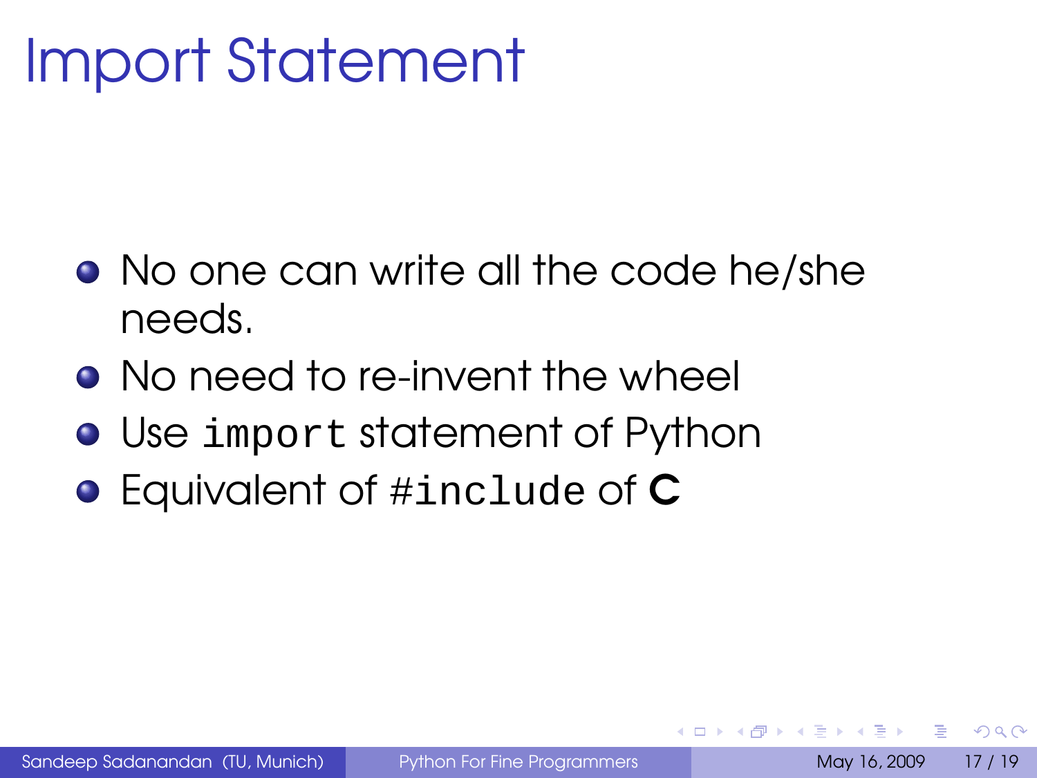# Import Statement

- No one can write all the code he/she needs.
- No need to re-invent the wheel
- Use `import` statement of Python
- Equivalent of `#include` of **C**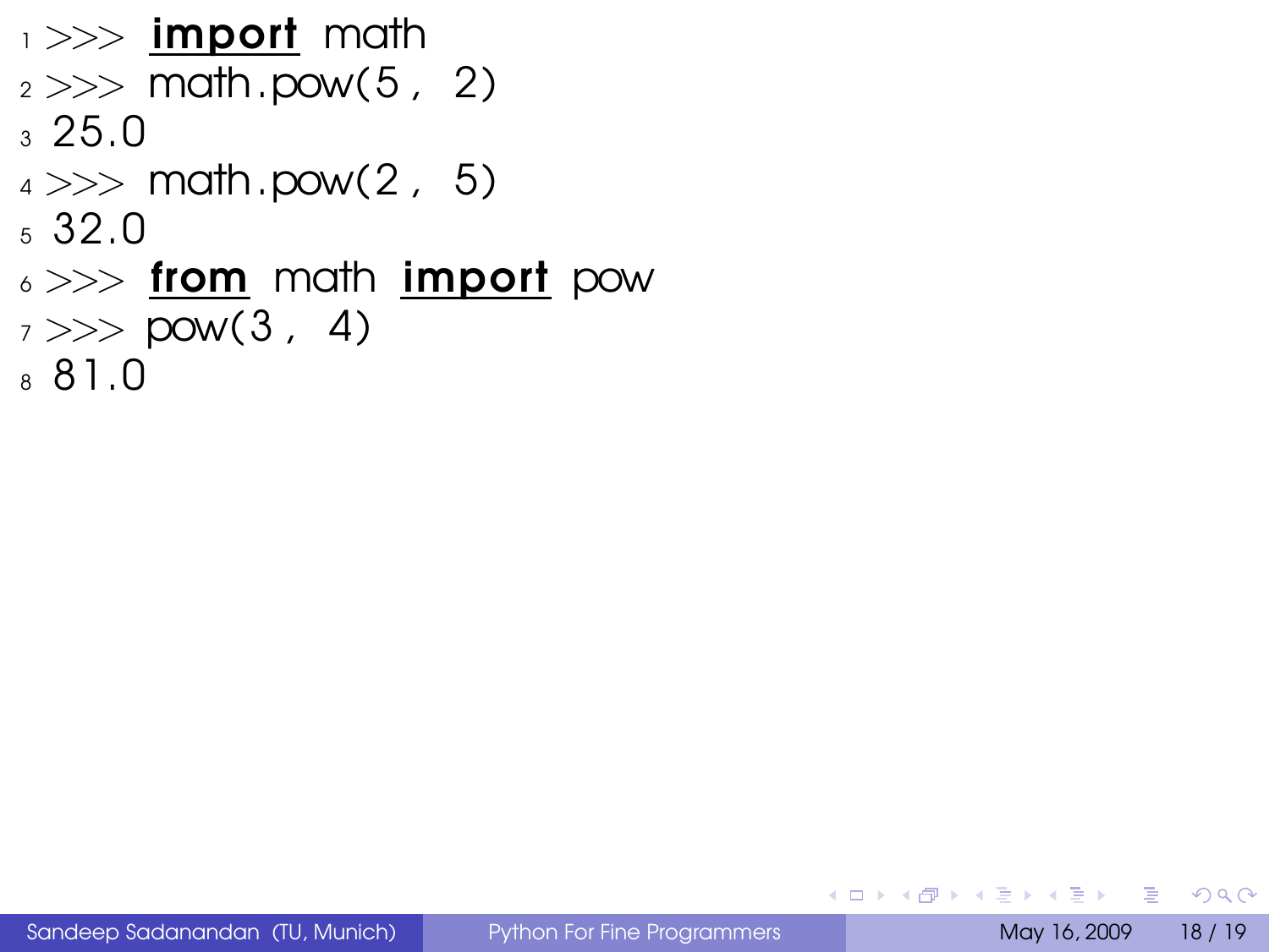```python
>>> import math
>>> math.pow(5, 2)
25.0
>>> math.pow(2, 5)
32.0
>>> from math import pow
>>> pow(3, 4)
81.0
```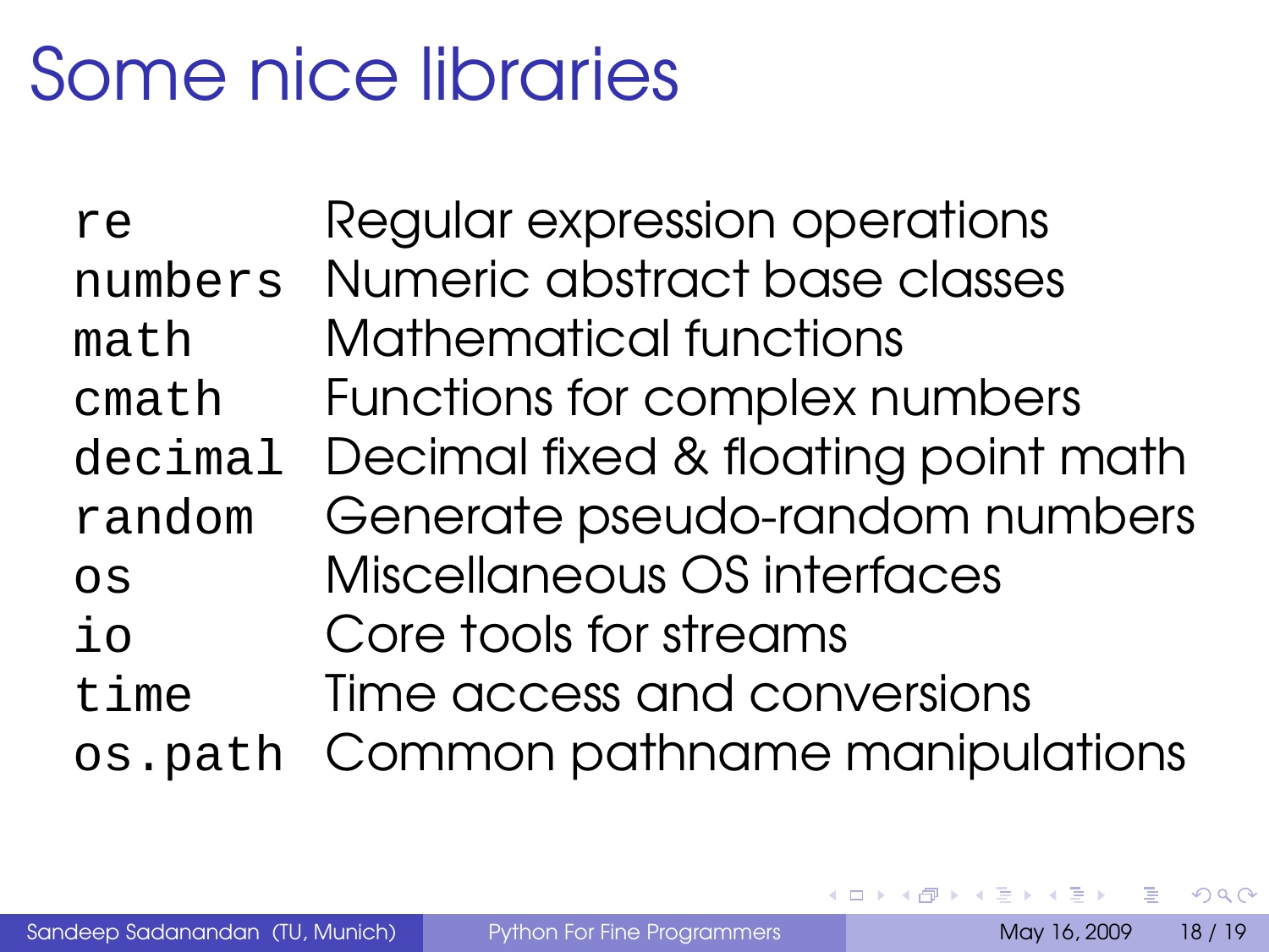# Some nice libraries

| | |
|---|---|
| `re` | Regular expression operations |
| `numbers` | Numeric abstract base classes |
| `math` | Mathematical functions |
| `cmath` | Functions for complex numbers |
| `decimal` | Decimal fixed & floating point math |
| `random` | Generate pseudo-random numbers |
| `os` | Miscellaneous OS interfaces |
| `io` | Core tools for streams |
| `time` | Time access and conversions |
| `os.path` | Common pathname manipulations |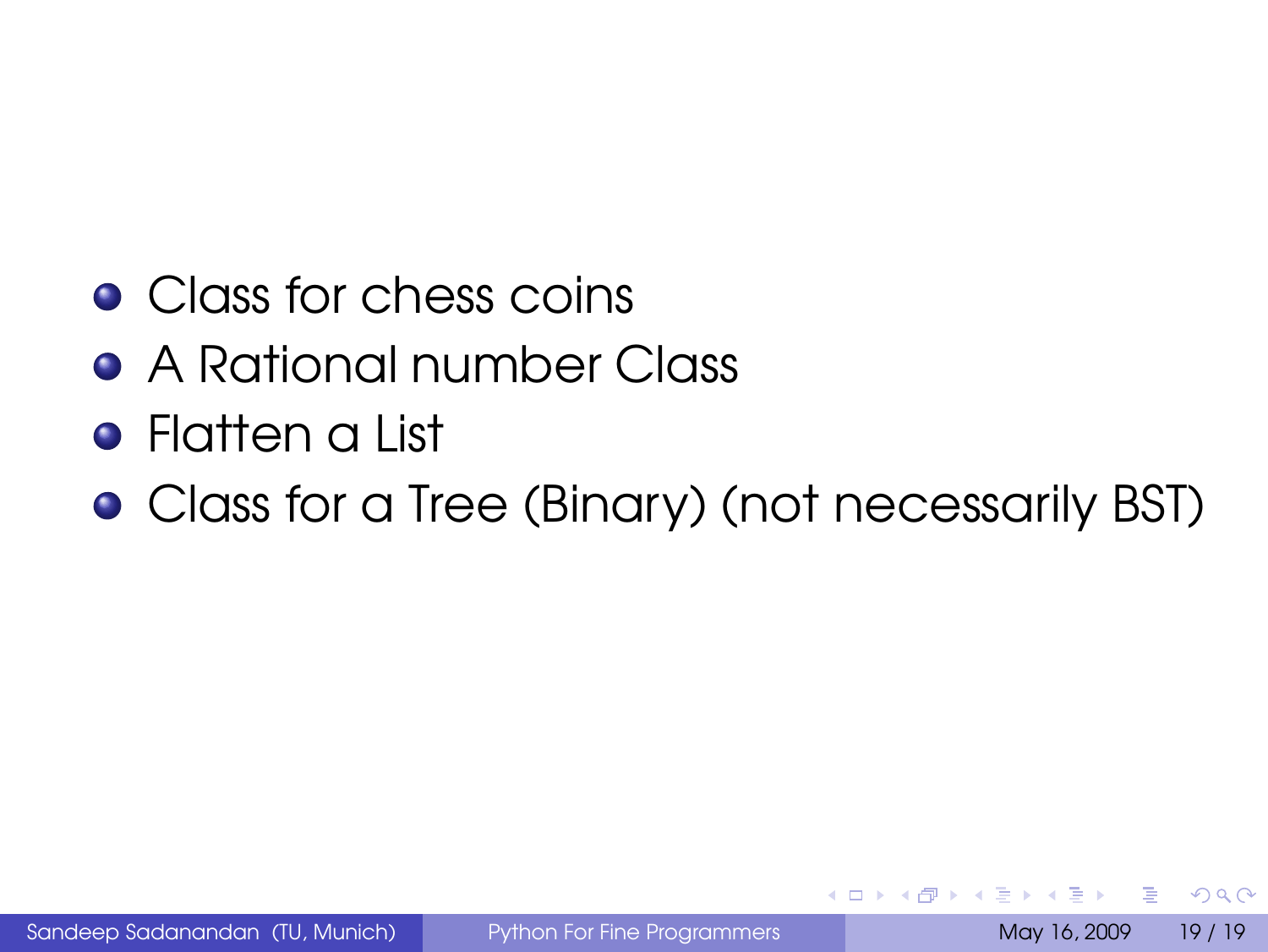- Class for chess coins
- A Rational number Class
- Flatten a List
- Class for a Tree (Binary) (not necessarily BST)